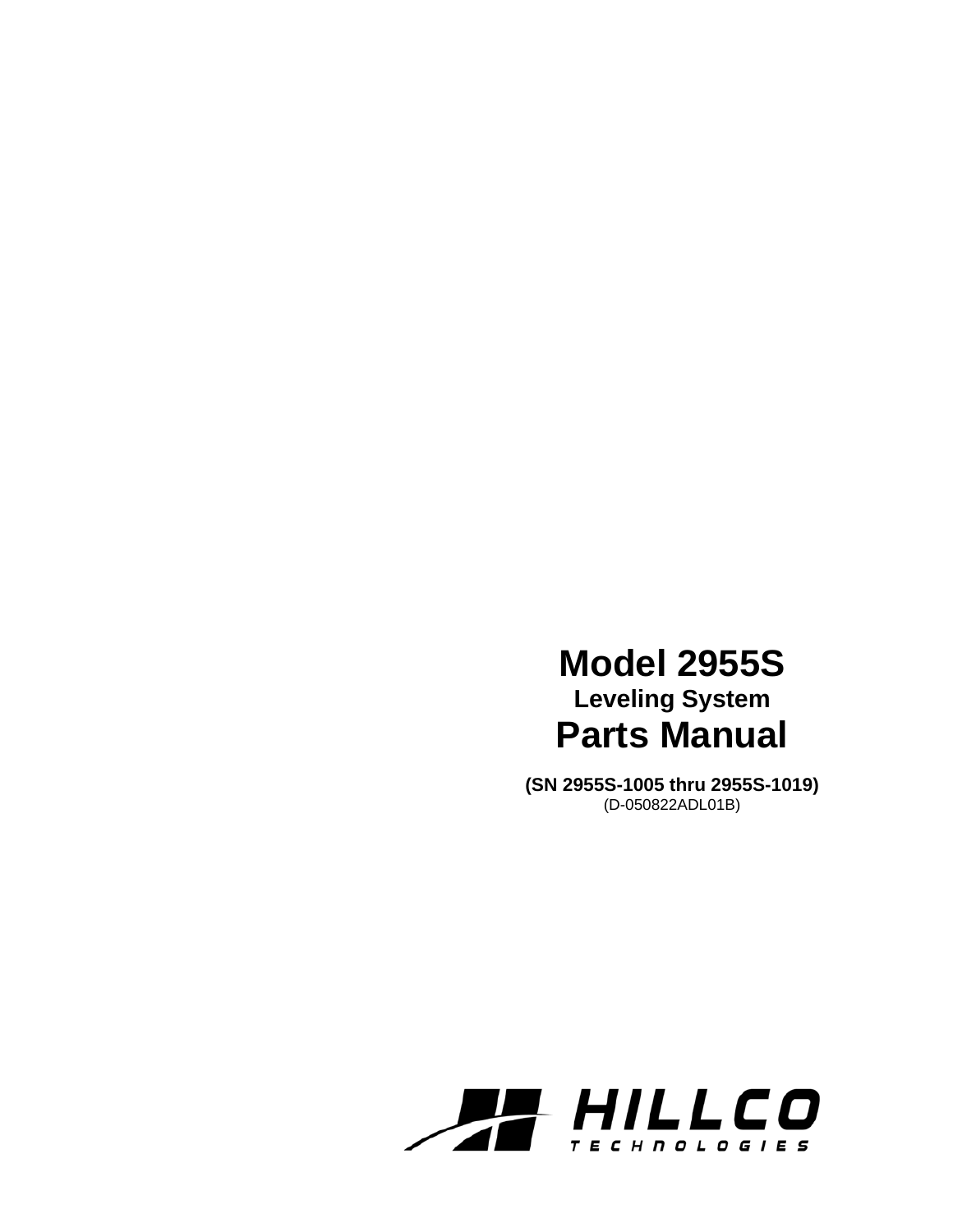# Model 2955S

## Leveling System

# Parts Manual

**(SN 2955S-1005 thru 2955S-1019)**

(D-050822ADL01B)

HILLCO
TECHNOLOGIES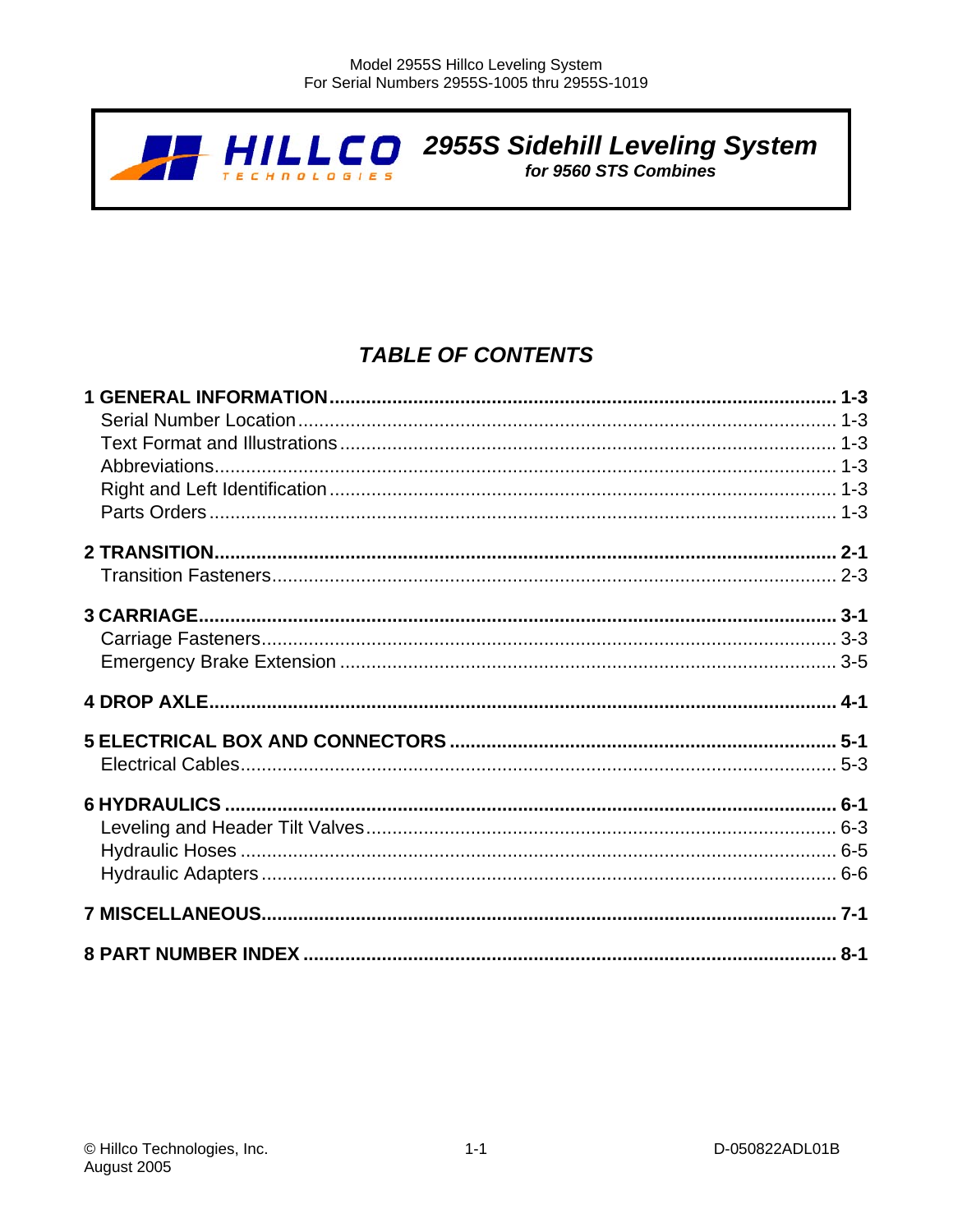**HILLCO TECHNOLOGIES**

***2955S Sidehill Leveling System***
***for 9560 STS Combines***

## *TABLE OF CONTENTS*

**1 GENERAL INFORMATION ........ 1-3**
- Serial Number Location ........ 1-3
- Text Format and Illustrations ........ 1-3
- Abbreviations ........ 1-3
- Right and Left Identification ........ 1-3
- Parts Orders ........ 1-3

**2 TRANSITION ........ 2-1**
- Transition Fasteners ........ 2-3

**3 CARRIAGE ........ 3-1**
- Carriage Fasteners ........ 3-3
- Emergency Brake Extension ........ 3-5

**4 DROP AXLE ........ 4-1**

**5 ELECTRICAL BOX AND CONNECTORS ........ 5-1**
- Electrical Cables ........ 5-3

**6 HYDRAULICS ........ 6-1**
- Leveling and Header Tilt Valves ........ 6-3
- Hydraulic Hoses ........ 6-5
- Hydraulic Adapters ........ 6-6

**7 MISCELLANEOUS ........ 7-1**

**8 PART NUMBER INDEX ........ 8-1**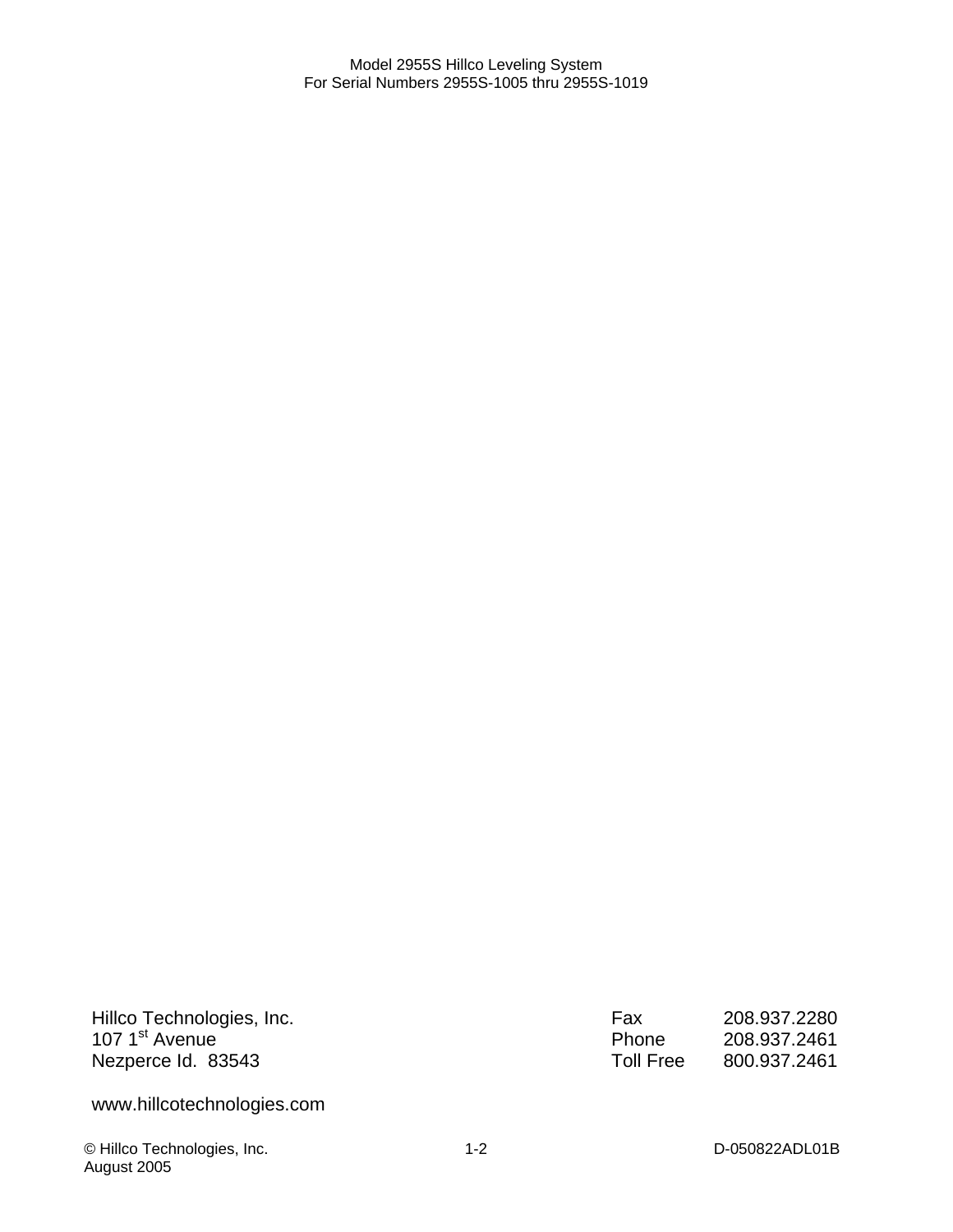Hillco Technologies, Inc.
107 1st Avenue
Nezperce Id. 83543

| | |
|---|---|
| Fax | 208.937.2280 |
| Phone | 208.937.2461 |
| Toll Free | 800.937.2461 |

www.hillcotechnologies.com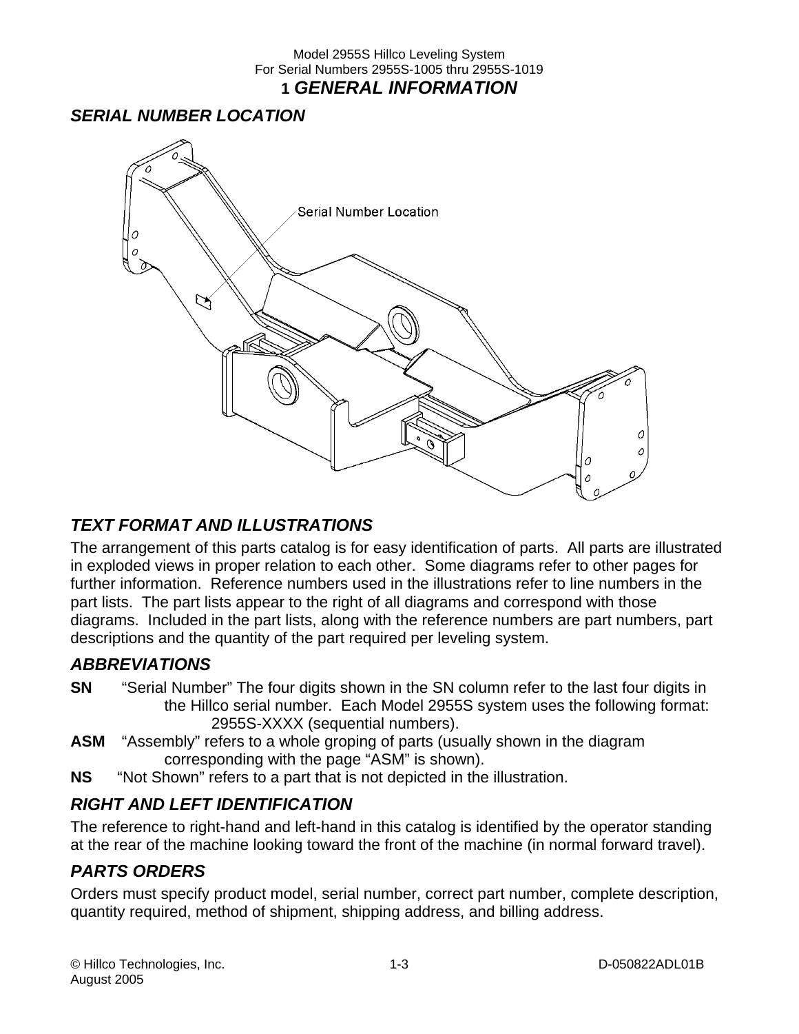# 1 GENERAL INFORMATION

## SERIAL NUMBER LOCATION

Serial Number Location

## TEXT FORMAT AND ILLUSTRATIONS

The arrangement of this parts catalog is for easy identification of parts. All parts are illustrated in exploded views in proper relation to each other. Some diagrams refer to other pages for further information. Reference numbers used in the illustrations refer to line numbers in the part lists. The part lists appear to the right of all diagrams and correspond with those diagrams. Included in the part lists, along with the reference numbers are part numbers, part descriptions and the quantity of the part required per leveling system.

## ABBREVIATIONS

**SN** "Serial Number" The four digits shown in the SN column refer to the last four digits in the Hillco serial number. Each Model 2955S system uses the following format: 2955S-XXXX (sequential numbers).

**ASM** "Assembly" refers to a whole groping of parts (usually shown in the diagram corresponding with the page "ASM" is shown).

**NS** "Not Shown" refers to a part that is not depicted in the illustration.

## RIGHT AND LEFT IDENTIFICATION

The reference to right-hand and left-hand in this catalog is identified by the operator standing at the rear of the machine looking toward the front of the machine (in normal forward travel).

## PARTS ORDERS

Orders must specify product model, serial number, correct part number, complete description, quantity required, method of shipment, shipping address, and billing address.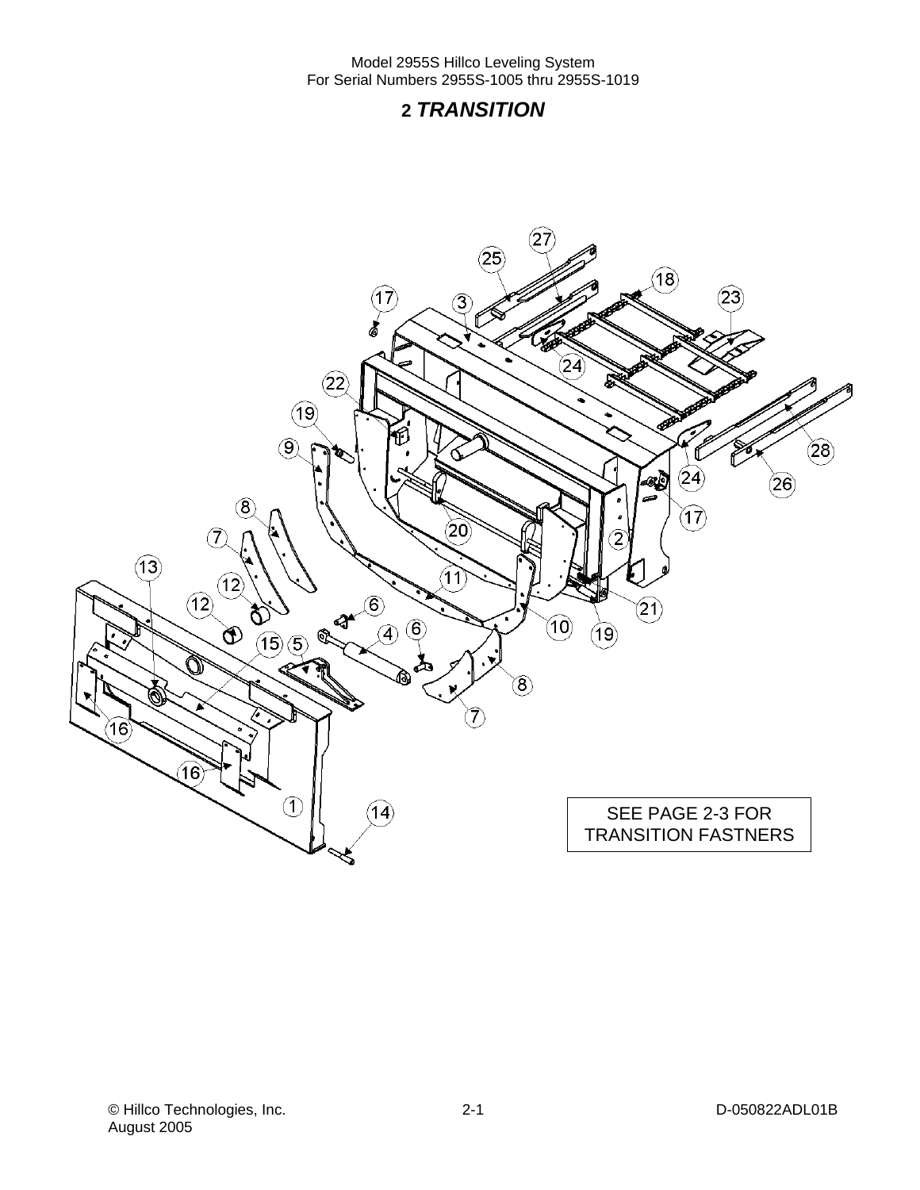## 2 *TRANSITION*

SEE PAGE 2-3 FOR TRANSITION FASTNERS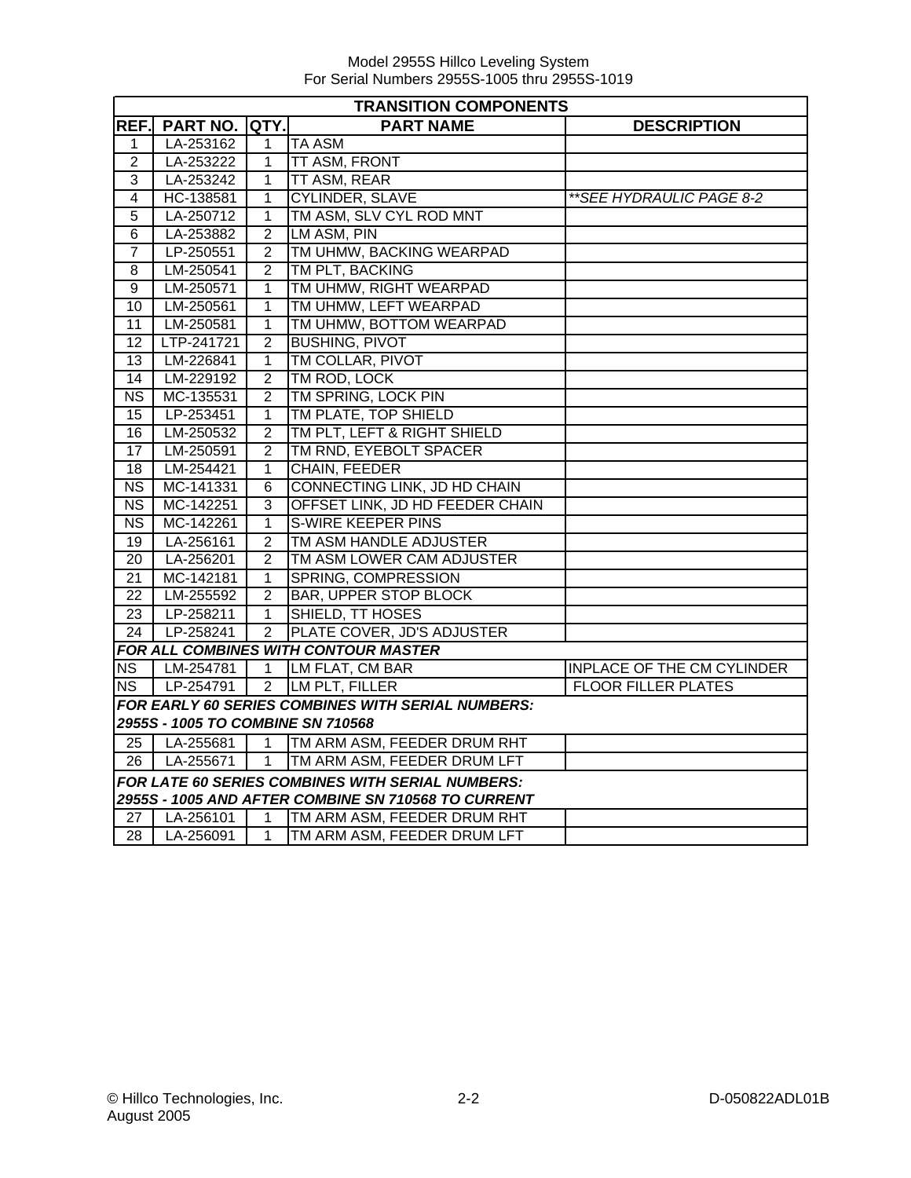| TRANSITION COMPONENTS | | | | |
|---|---|---|---|---|
| **REF.** | **PART NO.** | **QTY.** | **PART NAME** | **DESCRIPTION** |
| 1 | LA-253162 | 1 | TA ASM | |
| 2 | LA-253222 | 1 | TT ASM, FRONT | |
| 3 | LA-253242 | 1 | TT ASM, REAR | |
| 4 | HC-138581 | 1 | CYLINDER, SLAVE | *\*\*SEE HYDRAULIC PAGE 8-2* |
| 5 | LA-250712 | 1 | TM ASM, SLV CYL ROD MNT | |
| 6 | LA-253882 | 2 | LM ASM, PIN | |
| 7 | LP-250551 | 2 | TM UHMW, BACKING WEARPAD | |
| 8 | LM-250541 | 2 | TM PLT, BACKING | |
| 9 | LM-250571 | 1 | TM UHMW, RIGHT WEARPAD | |
| 10 | LM-250561 | 1 | TM UHMW, LEFT WEARPAD | |
| 11 | LM-250581 | 1 | TM UHMW, BOTTOM WEARPAD | |
| 12 | LTP-241721 | 2 | BUSHING, PIVOT | |
| 13 | LM-226841 | 1 | TM COLLAR, PIVOT | |
| 14 | LM-229192 | 2 | TM ROD, LOCK | |
| NS | MC-135531 | 2 | TM SPRING, LOCK PIN | |
| 15 | LP-253451 | 1 | TM PLATE, TOP SHIELD | |
| 16 | LM-250532 | 2 | TM PLT, LEFT & RIGHT SHIELD | |
| 17 | LM-250591 | 2 | TM RND, EYEBOLT SPACER | |
| 18 | LM-254421 | 1 | CHAIN, FEEDER | |
| NS | MC-141331 | 6 | CONNECTING LINK, JD HD CHAIN | |
| NS | MC-142251 | 3 | OFFSET LINK, JD HD FEEDER CHAIN | |
| NS | MC-142261 | 1 | S-WIRE KEEPER PINS | |
| 19 | LA-256161 | 2 | TM ASM HANDLE ADJUSTER | |
| 20 | LA-256201 | 2 | TM ASM LOWER CAM ADJUSTER | |
| 21 | MC-142181 | 1 | SPRING, COMPRESSION | |
| 22 | LM-255592 | 2 | BAR, UPPER STOP BLOCK | |
| 23 | LP-258211 | 1 | SHIELD, TT HOSES | |
| 24 | LP-258241 | 2 | PLATE COVER, JD'S ADJUSTER | |
| ***FOR ALL COMBINES WITH CONTOUR MASTER*** | | | | |
| NS | LM-254781 | 1 | LM FLAT, CM BAR | INPLACE OF THE CM CYLINDER |
| NS | LP-254791 | 2 | LM PLT, FILLER | FLOOR FILLER PLATES |
| ***FOR EARLY 60 SERIES COMBINES WITH SERIAL NUMBERS: 2955S - 1005 TO COMBINE SN 710568*** | | | | |
| 25 | LA-255681 | 1 | TM ARM ASM, FEEDER DRUM RHT | |
| 26 | LA-255671 | 1 | TM ARM ASM, FEEDER DRUM LFT | |
| ***FOR LATE 60 SERIES COMBINES WITH SERIAL NUMBERS: 2955S - 1005 AND AFTER COMBINE SN 710568 TO CURRENT*** | | | | |
| 27 | LA-256101 | 1 | TM ARM ASM, FEEDER DRUM RHT | |
| 28 | LA-256091 | 1 | TM ARM ASM, FEEDER DRUM LFT | |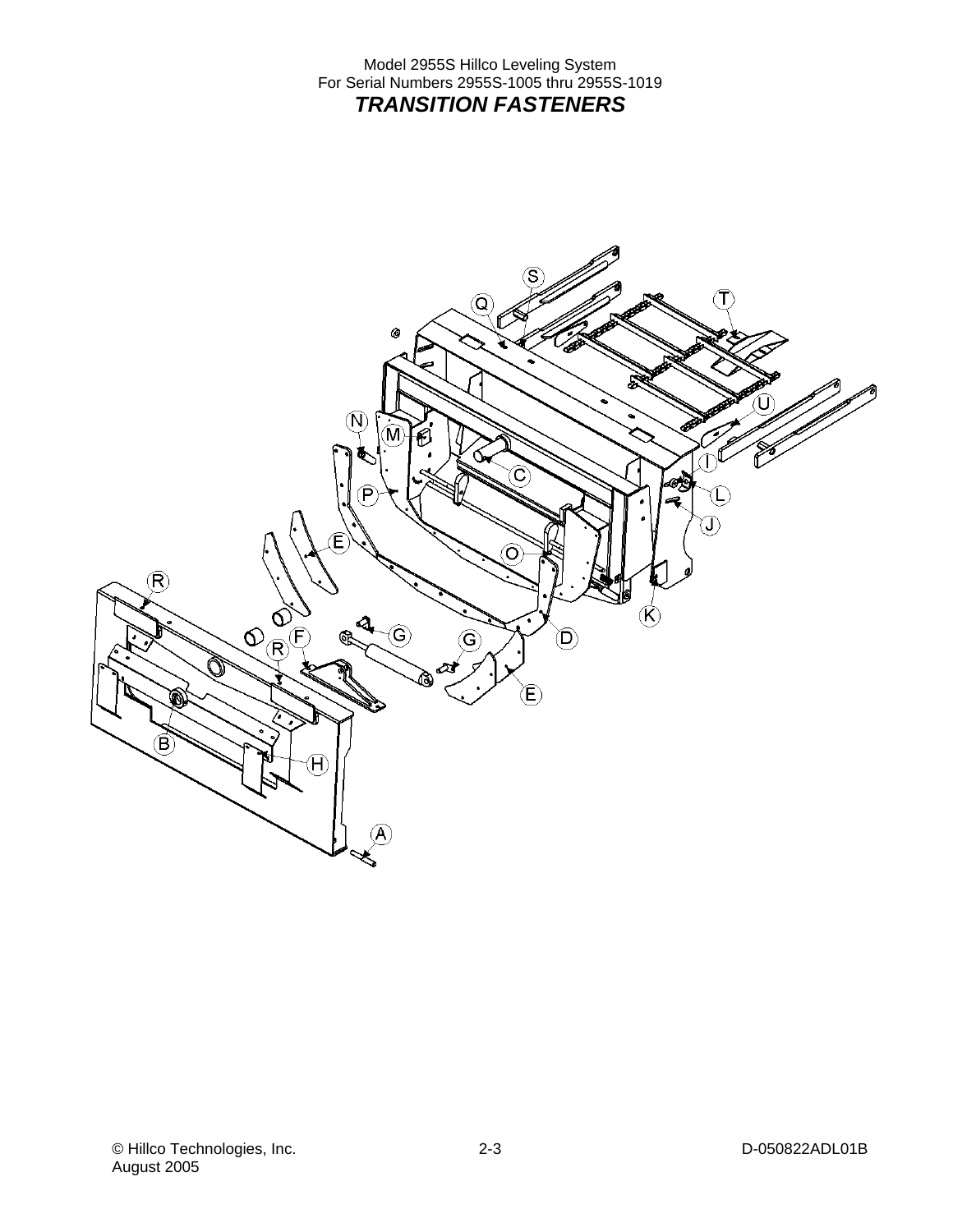Model 2955S Hillco Leveling System
For Serial Numbers 2955S-1005 thru 2955S-1019

## *TRANSITION FASTENERS*

S
Q
T
U
N
M
C
I
L
J
P
E
O
R
K
D
G
G
R
F
E
B
H
A

© Hillco Technologies, Inc.
August 2005

D-050822ADL01B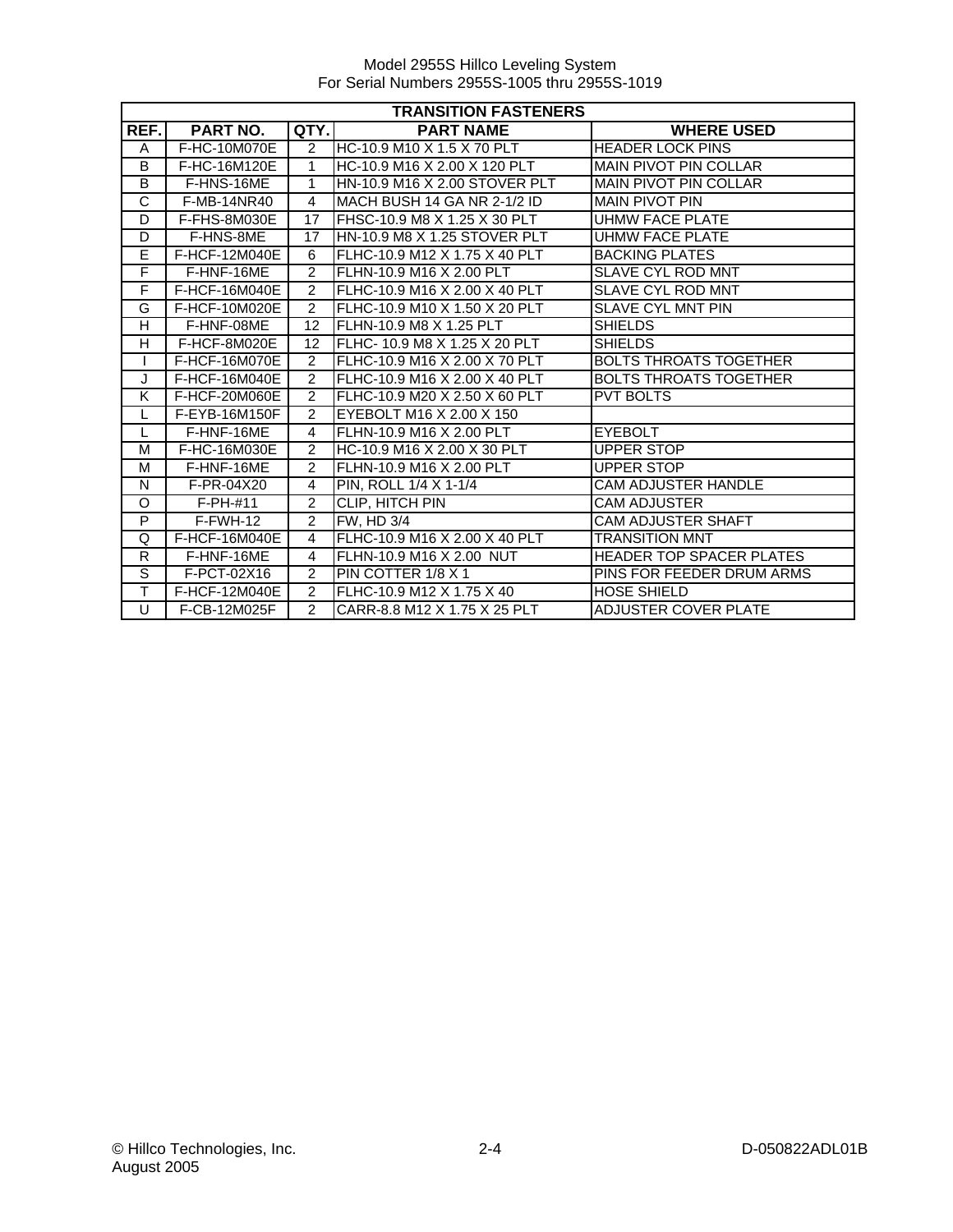Model 2955S Hillco Leveling System
For Serial Numbers 2955S-1005 thru 2955S-1019

| TRANSITION FASTENERS | | | | |
|---|---|---|---|---|
| REF. | PART NO. | QTY. | PART NAME | WHERE USED |
| A | F-HC-10M070E | 2 | HC-10.9 M10 X 1.5 X 70 PLT | HEADER LOCK PINS |
| B | F-HC-16M120E | 1 | HC-10.9 M16 X 2.00 X 120 PLT | MAIN PIVOT PIN COLLAR |
| B | F-HNS-16ME | 1 | HN-10.9 M16 X 2.00 STOVER PLT | MAIN PIVOT PIN COLLAR |
| C | F-MB-14NR40 | 4 | MACH BUSH 14 GA NR 2-1/2 ID | MAIN PIVOT PIN |
| D | F-FHS-8M030E | 17 | FHSC-10.9 M8 X 1.25 X 30 PLT | UHMW FACE PLATE |
| D | F-HNS-8ME | 17 | HN-10.9 M8 X 1.25 STOVER PLT | UHMW FACE PLATE |
| E | F-HCF-12M040E | 6 | FLHC-10.9 M12 X 1.75 X 40 PLT | BACKING PLATES |
| F | F-HNF-16ME | 2 | FLHN-10.9 M16 X 2.00 PLT | SLAVE CYL ROD MNT |
| F | F-HCF-16M040E | 2 | FLHC-10.9 M16 X 2.00 X 40 PLT | SLAVE CYL ROD MNT |
| G | F-HCF-10M020E | 2 | FLHC-10.9 M10 X 1.50 X 20 PLT | SLAVE CYL MNT PIN |
| H | F-HNF-08ME | 12 | FLHN-10.9 M8 X 1.25 PLT | SHIELDS |
| H | F-HCF-8M020E | 12 | FLHC- 10.9 M8 X 1.25 X 20 PLT | SHIELDS |
| I | F-HCF-16M070E | 2 | FLHC-10.9 M16 X 2.00 X 70 PLT | BOLTS THROATS TOGETHER |
| J | F-HCF-16M040E | 2 | FLHC-10.9 M16 X 2.00 X 40 PLT | BOLTS THROATS TOGETHER |
| K | F-HCF-20M060E | 2 | FLHC-10.9 M20 X 2.50 X 60 PLT | PVT BOLTS |
| L | F-EYB-16M150F | 2 | EYEBOLT M16 X 2.00 X 150 | |
| L | F-HNF-16ME | 4 | FLHN-10.9 M16 X 2.00 PLT | EYEBOLT |
| M | F-HC-16M030E | 2 | HC-10.9 M16 X 2.00 X 30 PLT | UPPER STOP |
| M | F-HNF-16ME | 2 | FLHN-10.9 M16 X 2.00 PLT | UPPER STOP |
| N | F-PR-04X20 | 4 | PIN, ROLL 1/4 X 1-1/4 | CAM ADJUSTER HANDLE |
| O | F-PH-#11 | 2 | CLIP, HITCH PIN | CAM ADJUSTER |
| P | F-FWH-12 | 2 | FW, HD 3/4 | CAM ADJUSTER SHAFT |
| Q | F-HCF-16M040E | 4 | FLHC-10.9 M16 X 2.00 X 40 PLT | TRANSITION MNT |
| R | F-HNF-16ME | 4 | FLHN-10.9 M16 X 2.00 NUT | HEADER TOP SPACER PLATES |
| S | F-PCT-02X16 | 2 | PIN COTTER 1/8 X 1 | PINS FOR FEEDER DRUM ARMS |
| T | F-HCF-12M040E | 2 | FLHC-10.9 M12 X 1.75 X 40 | HOSE SHIELD |
| U | F-CB-12M025F | 2 | CARR-8.8 M12 X 1.75 X 25 PLT | ADJUSTER COVER PLATE |

© Hillco Technologies, Inc.
August 2005

D-050822ADL01B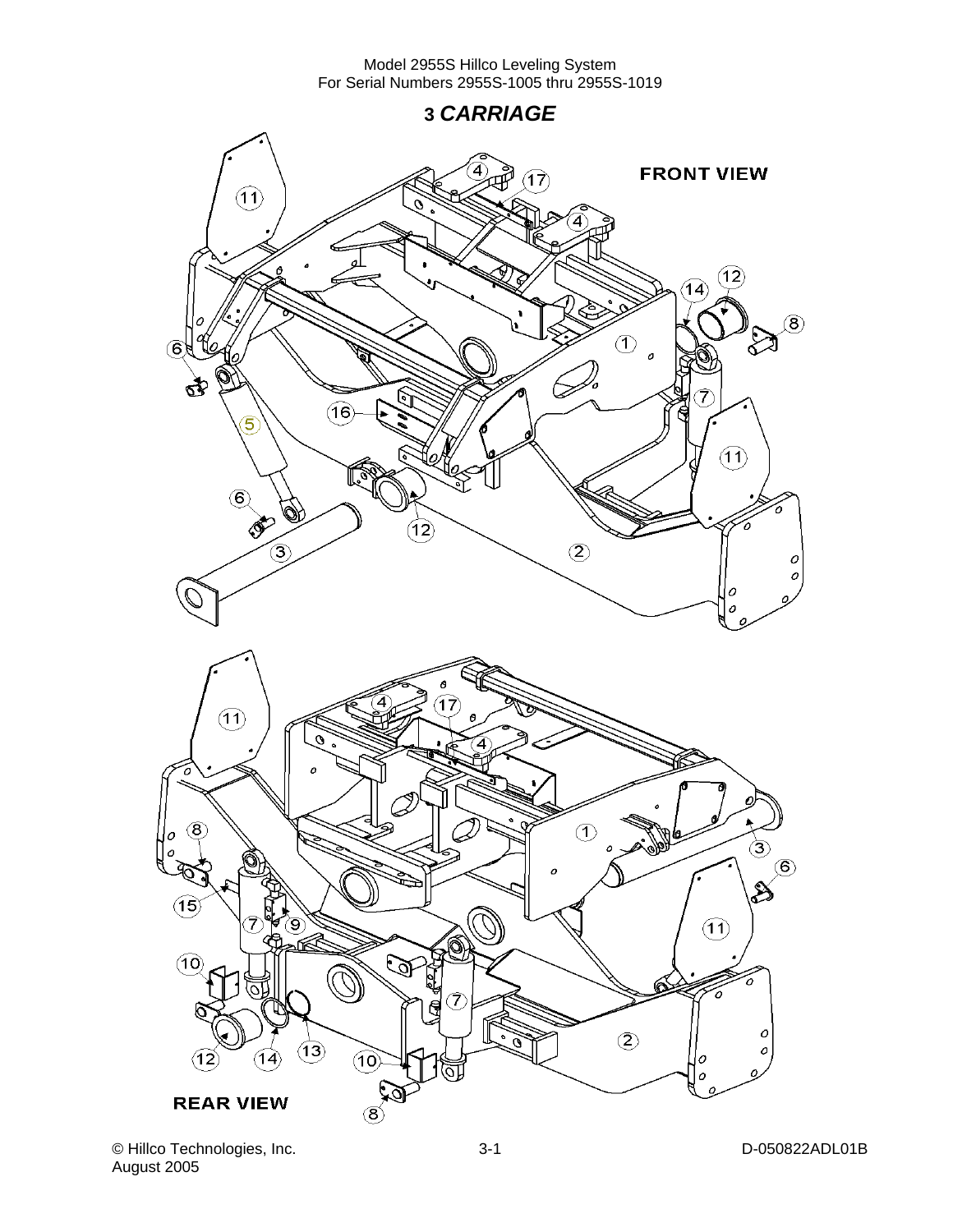# 3 *CARRIAGE*

FRONT VIEW

REAR VIEW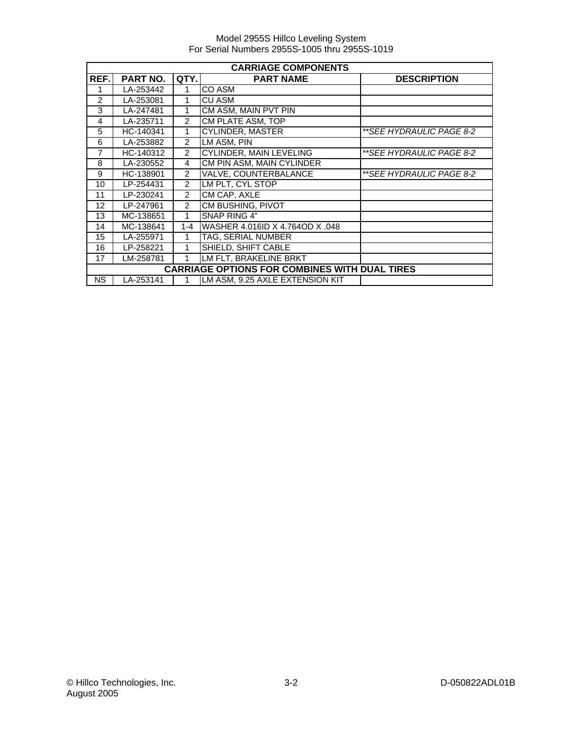| CARRIAGE COMPONENTS | | | | |
|---|---|---|---|---|
| REF. | PART NO. | QTY. | PART NAME | DESCRIPTION |
| 1 | LA-253442 | 1 | CO ASM | |
| 2 | LA-253081 | 1 | CU ASM | |
| 3 | LA-247481 | 1 | CM ASM, MAIN PVT PIN | |
| 4 | LA-235711 | 2 | CM PLATE ASM, TOP | |
| 5 | HC-140341 | 1 | CYLINDER, MASTER | *\*\*SEE HYDRAULIC PAGE 8-2* |
| 6 | LA-253882 | 2 | LM ASM, PIN | |
| 7 | HC-140312 | 2 | CYLINDER, MAIN LEVELING | *\*\*SEE HYDRAULIC PAGE 8-2* |
| 8 | LA-230552 | 4 | CM PIN ASM, MAIN CYLINDER | |
| 9 | HC-138901 | 2 | VALVE, COUNTERBALANCE | *\*\*SEE HYDRAULIC PAGE 8-2* |
| 10 | LP-254431 | 2 | LM PLT, CYL STOP | |
| 11 | LP-230241 | 2 | CM CAP, AXLE | |
| 12 | LP-247961 | 2 | CM BUSHING, PIVOT | |
| 13 | MC-138651 | 1 | SNAP RING 4" | |
| 14 | MC-138641 | 1-4 | WASHER 4.016ID X 4.764OD X .048 | |
| 15 | LA-255971 | 1 | TAG, SERIAL NUMBER | |
| 16 | LP-258221 | 1 | SHIELD, SHIFT CABLE | |
| 17 | LM-258781 | 1 | LM FLT, BRAKELINE BRKT | |
| **CARRIAGE OPTIONS FOR COMBINES WITH DUAL TIRES** | | | | |
| NS | LA-253141 | 1 | LM ASM, 9.25 AXLE EXTENSION KIT | |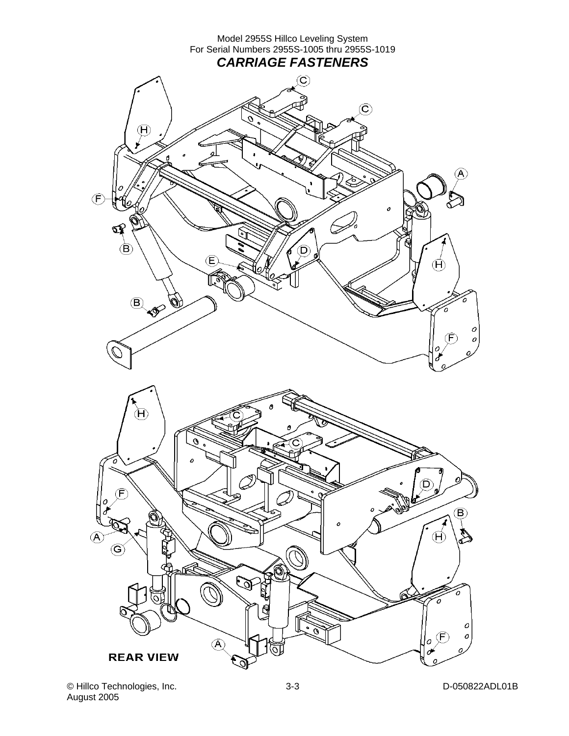Model 2955S Hillco Leveling System
For Serial Numbers 2955S-1005 thru 2955S-1019

## *CARRIAGE FASTENERS*

C

C

H

A

F

B

D

E

H

B

F

H

C

C

D

F

B

A

H

G

F

A

**REAR VIEW**

© Hillco Technologies, Inc.
August 2005

D-050822ADL01B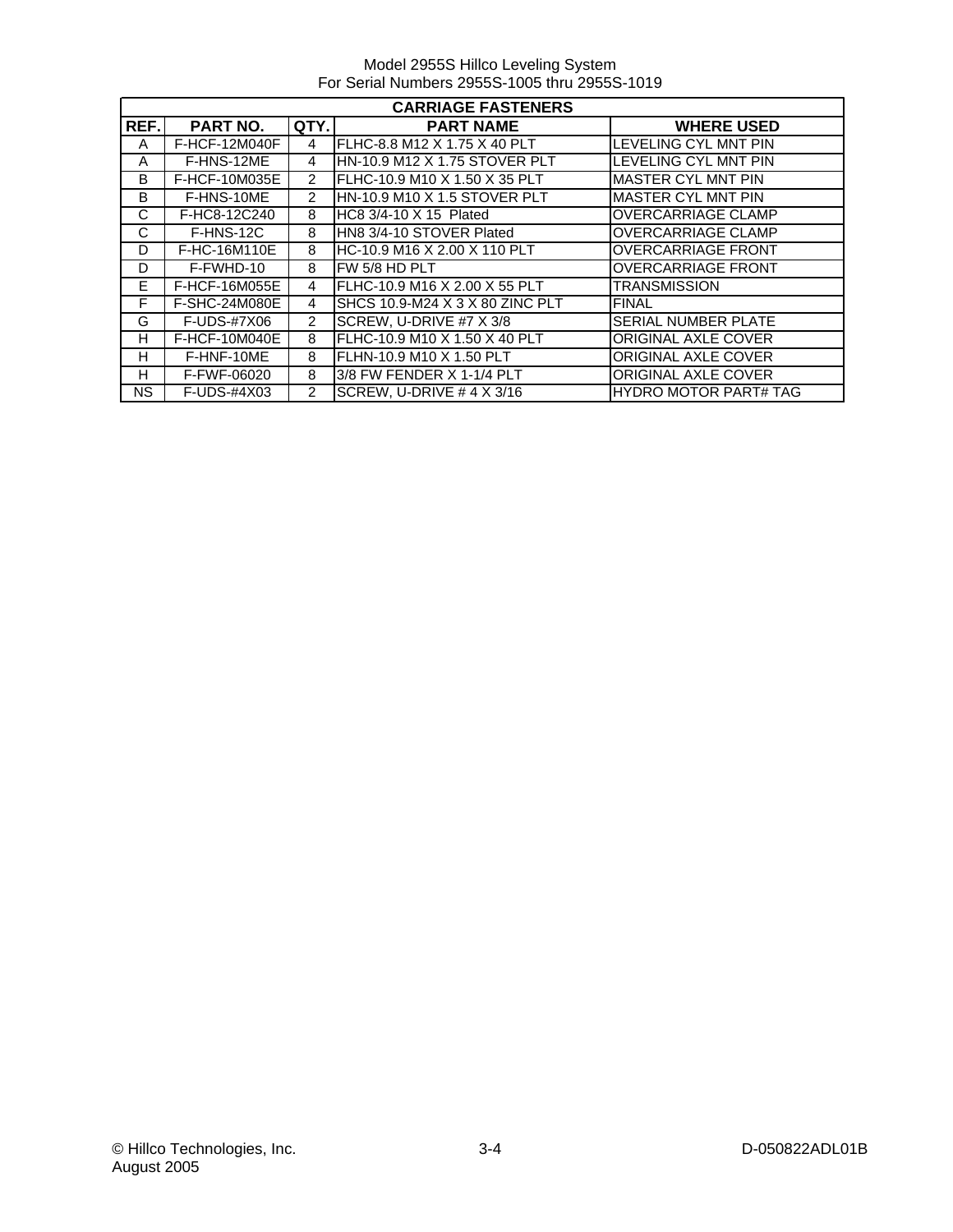Model 2955S Hillco Leveling System
For Serial Numbers 2955S-1005 thru 2955S-1019

| CARRIAGE FASTENERS | | | | |
|---|---|---|---|---|
| **REF.** | **PART NO.** | **QTY.** | **PART NAME** | **WHERE USED** |
| A | F-HCF-12M040F | 4 | FLHC-8.8 M12 X 1.75 X 40 PLT | LEVELING CYL MNT PIN |
| A | F-HNS-12ME | 4 | HN-10.9 M12 X 1.75 STOVER PLT | LEVELING CYL MNT PIN |
| B | F-HCF-10M035E | 2 | FLHC-10.9 M10 X 1.50 X 35 PLT | MASTER CYL MNT PIN |
| B | F-HNS-10ME | 2 | HN-10.9 M10 X 1.5 STOVER PLT | MASTER CYL MNT PIN |
| C | F-HC8-12C240 | 8 | HC8 3/4-10 X 15 Plated | OVERCARRIAGE CLAMP |
| C | F-HNS-12C | 8 | HN8 3/4-10 STOVER Plated | OVERCARRIAGE CLAMP |
| D | F-HC-16M110E | 8 | HC-10.9 M16 X 2.00 X 110 PLT | OVERCARRIAGE FRONT |
| D | F-FWHD-10 | 8 | FW 5/8 HD PLT | OVERCARRIAGE FRONT |
| E | F-HCF-16M055E | 4 | FLHC-10.9 M16 X 2.00 X 55 PLT | TRANSMISSION |
| F | F-SHC-24M080E | 4 | SHCS 10.9-M24 X 3 X 80 ZINC PLT | FINAL |
| G | F-UDS-#7X06 | 2 | SCREW, U-DRIVE #7 X 3/8 | SERIAL NUMBER PLATE |
| H | F-HCF-10M040E | 8 | FLHC-10.9 M10 X 1.50 X 40 PLT | ORIGINAL AXLE COVER |
| H | F-HNF-10ME | 8 | FLHN-10.9 M10 X 1.50 PLT | ORIGINAL AXLE COVER |
| H | F-FWF-06020 | 8 | 3/8 FW FENDER X 1-1/4 PLT | ORIGINAL AXLE COVER |
| NS | F-UDS-#4X03 | 2 | SCREW, U-DRIVE # 4 X 3/16 | HYDRO MOTOR PART# TAG |

© Hillco Technologies, Inc.
August 2005

D-050822ADL01B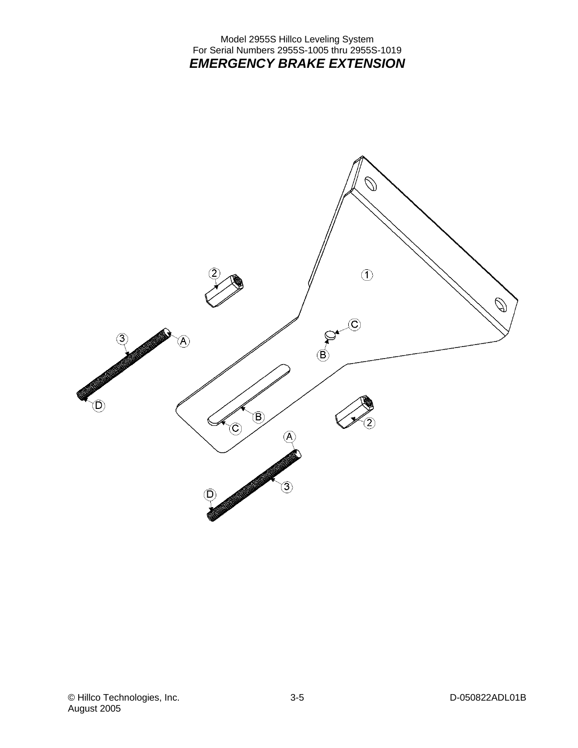Model 2955S Hillco Leveling System
For Serial Numbers 2955S-1005 thru 2955S-1019

# *EMERGENCY BRAKE EXTENSION*

© Hillco Technologies, Inc.
August 2005

D-050822ADL01B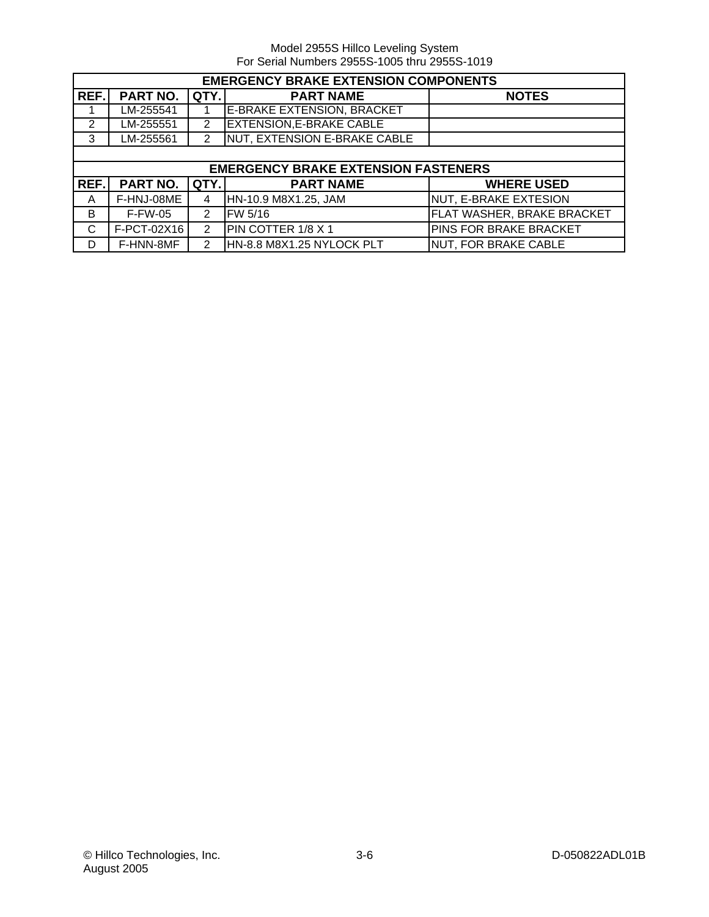| EMERGENCY BRAKE EXTENSION COMPONENTS | | | | |
|---|---|---|---|---|
| **REF.** | **PART NO.** | **QTY.** | **PART NAME** | **NOTES** |
| 1 | LM-255541 | 1 | E-BRAKE EXTENSION, BRACKET | |
| 2 | LM-255551 | 2 | EXTENSION,E-BRAKE CABLE | |
| 3 | LM-255561 | 2 | NUT, EXTENSION E-BRAKE CABLE | |

| EMERGENCY BRAKE EXTENSION FASTENERS | | | | |
|---|---|---|---|---|
| **REF.** | **PART NO.** | **QTY.** | **PART NAME** | **WHERE USED** |
| A | F-HNJ-08ME | 4 | HN-10.9 M8X1.25, JAM | NUT, E-BRAKE EXTESION |
| B | F-FW-05 | 2 | FW 5/16 | FLAT WASHER, BRAKE BRACKET |
| C | F-PCT-02X16 | 2 | PIN COTTER 1/8 X 1 | PINS FOR BRAKE BRACKET |
| D | F-HNN-8MF | 2 | HN-8.8 M8X1.25 NYLOCK PLT | NUT, FOR BRAKE CABLE |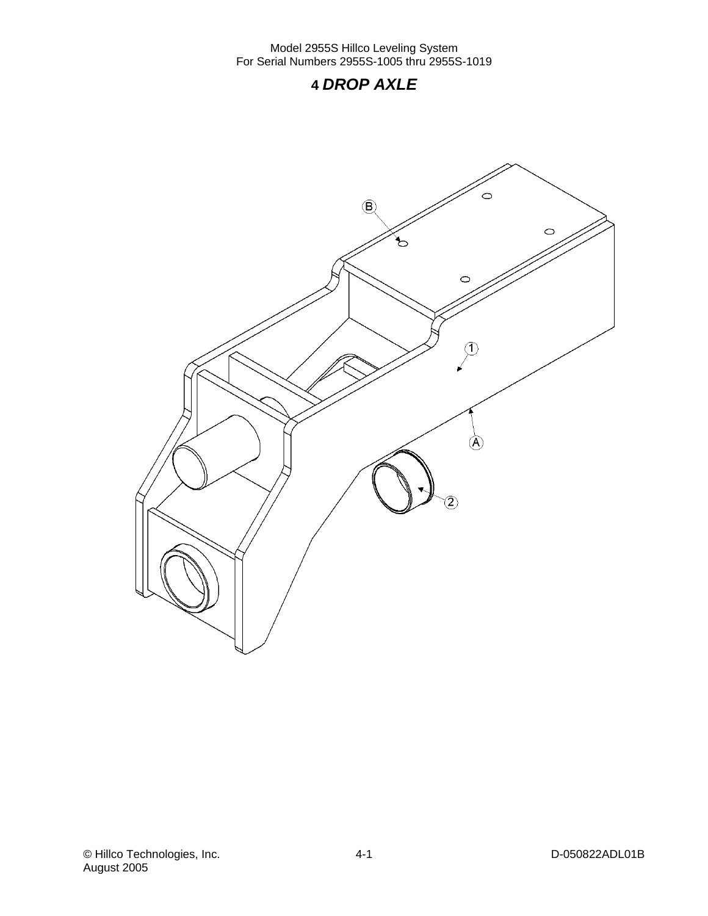# 4 *DROP AXLE*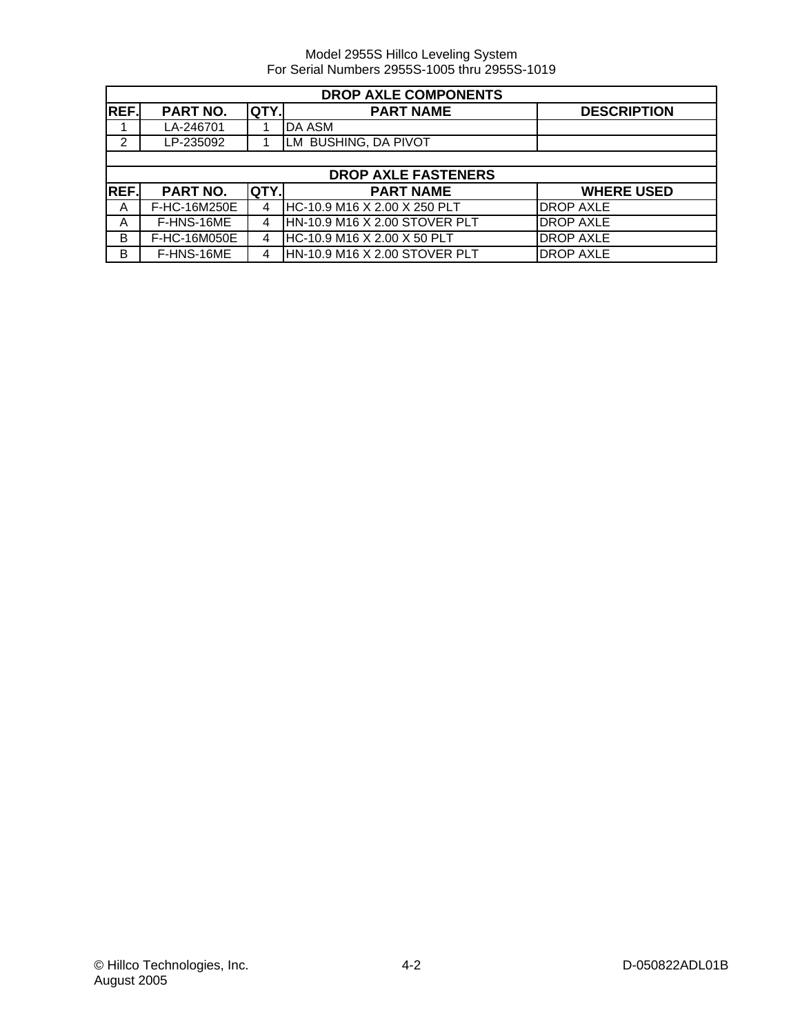| DROP AXLE COMPONENTS | | | | |
|---|---|---|---|---|
| REF. | PART NO. | QTY. | PART NAME | DESCRIPTION |
| 1 | LA-246701 | 1 | DA ASM | |
| 2 | LP-235092 | 1 | LM BUSHING, DA PIVOT | |

| DROP AXLE FASTENERS | | | | |
|---|---|---|---|---|
| REF. | PART NO. | QTY. | PART NAME | WHERE USED |
| A | F-HC-16M250E | 4 | HC-10.9 M16 X 2.00 X 250 PLT | DROP AXLE |
| A | F-HNS-16ME | 4 | HN-10.9 M16 X 2.00 STOVER PLT | DROP AXLE |
| B | F-HC-16M050E | 4 | HC-10.9 M16 X 2.00 X 50 PLT | DROP AXLE |
| B | F-HNS-16ME | 4 | HN-10.9 M16 X 2.00 STOVER PLT | DROP AXLE |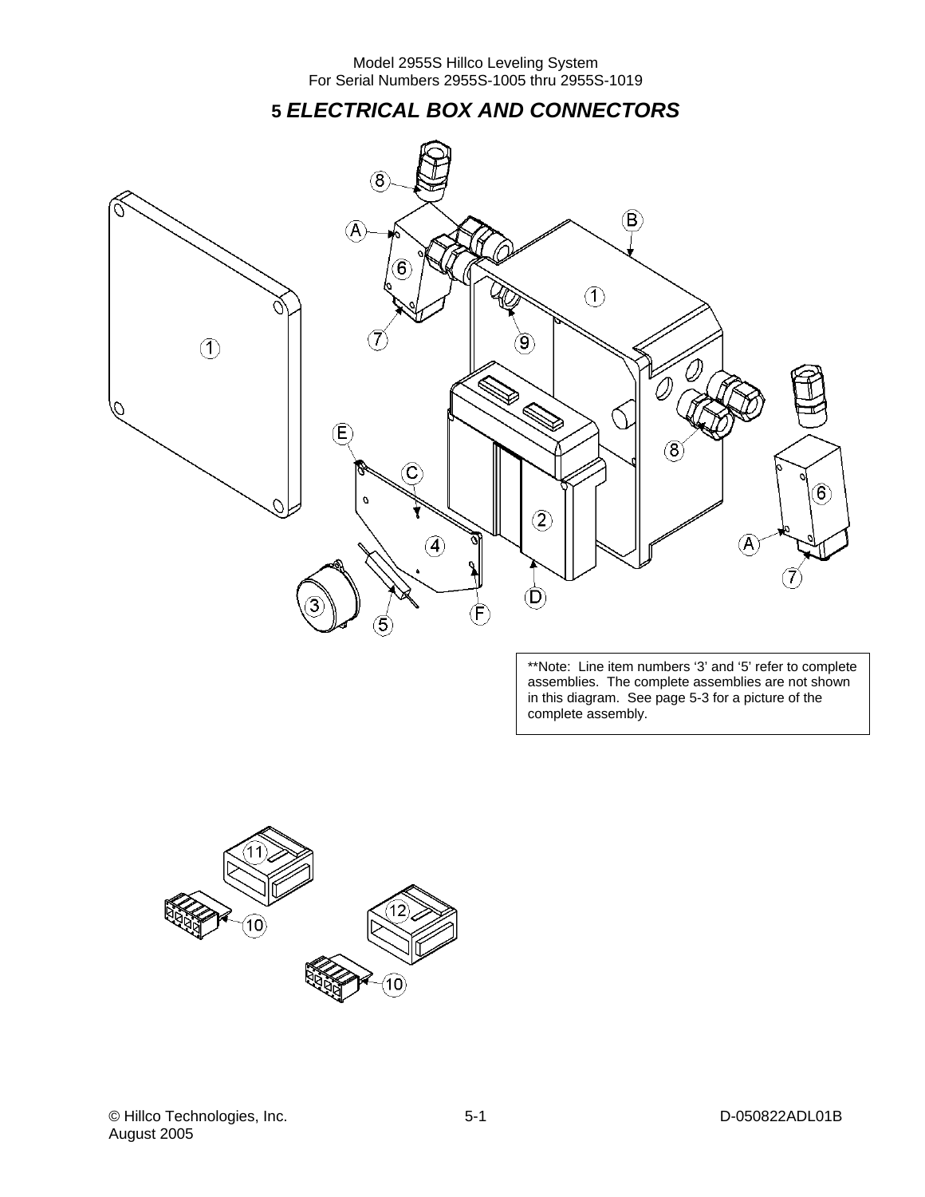# 5 *ELECTRICAL BOX AND CONNECTORS*

**Note: Line item numbers '3' and '5' refer to complete assemblies. The complete assemblies are not shown in this diagram. See page 5-3 for a picture of the complete assembly.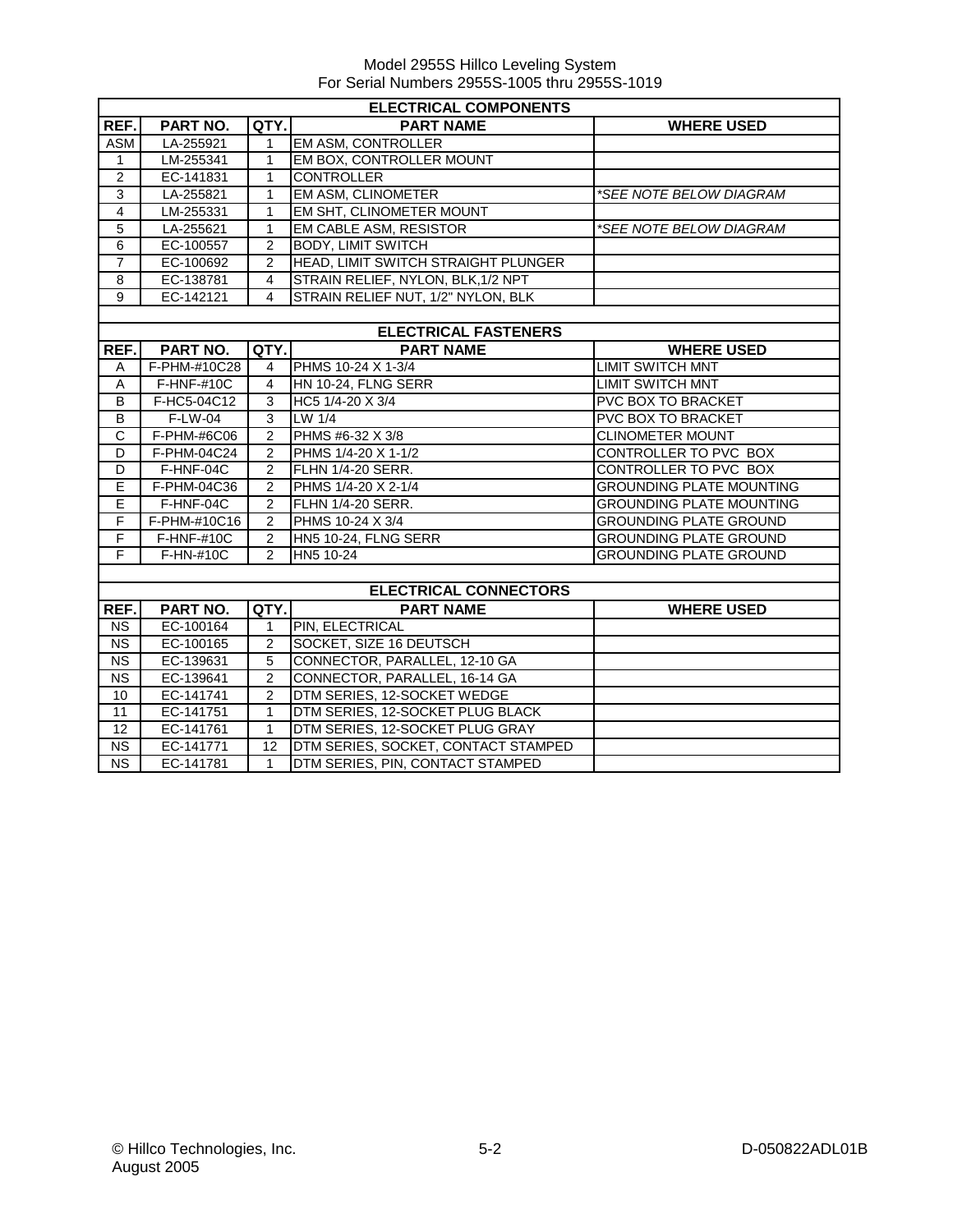Model 2955S Hillco Leveling System
For Serial Numbers 2955S-1005 thru 2955S-1019

| ELECTRICAL COMPONENTS | | | | |
|---|---|---|---|---|
| **REF.** | **PART NO.** | **QTY.** | **PART NAME** | **WHERE USED** |
| ASM | LA-255921 | 1 | EM ASM, CONTROLLER | |
| 1 | LM-255341 | 1 | EM BOX, CONTROLLER MOUNT | |
| 2 | EC-141831 | 1 | CONTROLLER | |
| 3 | LA-255821 | 1 | EM ASM, CLINOMETER | *\*SEE NOTE BELOW DIAGRAM* |
| 4 | LM-255331 | 1 | EM SHT, CLINOMETER MOUNT | |
| 5 | LA-255621 | 1 | EM CABLE ASM, RESISTOR | *\*SEE NOTE BELOW DIAGRAM* |
| 6 | EC-100557 | 2 | BODY, LIMIT SWITCH | |
| 7 | EC-100692 | 2 | HEAD, LIMIT SWITCH STRAIGHT PLUNGER | |
| 8 | EC-138781 | 4 | STRAIN RELIEF, NYLON, BLK,1/2 NPT | |
| 9 | EC-142121 | 4 | STRAIN RELIEF NUT, 1/2" NYLON, BLK | |

| ELECTRICAL FASTENERS | | | | |
|---|---|---|---|---|
| **REF.** | **PART NO.** | **QTY.** | **PART NAME** | **WHERE USED** |
| A | F-PHM-#10C28 | 4 | PHMS 10-24 X 1-3/4 | LIMIT SWITCH MNT |
| A | F-HNF-#10C | 4 | HN 10-24, FLNG SERR | LIMIT SWITCH MNT |
| B | F-HC5-04C12 | 3 | HC5 1/4-20 X 3/4 | PVC BOX TO BRACKET |
| B | F-LW-04 | 3 | LW 1/4 | PVC BOX TO BRACKET |
| C | F-PHM-#6C06 | 2 | PHMS #6-32 X 3/8 | CLINOMETER MOUNT |
| D | F-PHM-04C24 | 2 | PHMS 1/4-20 X 1-1/2 | CONTROLLER TO PVC BOX |
| D | F-HNF-04C | 2 | FLHN 1/4-20 SERR. | CONTROLLER TO PVC BOX |
| E | F-PHM-04C36 | 2 | PHMS 1/4-20 X 2-1/4 | GROUNDING PLATE MOUNTING |
| E | F-HNF-04C | 2 | FLHN 1/4-20 SERR. | GROUNDING PLATE MOUNTING |
| F | F-PHM-#10C16 | 2 | PHMS 10-24 X 3/4 | GROUNDING PLATE GROUND |
| F | F-HNF-#10C | 2 | HN5 10-24, FLNG SERR | GROUNDING PLATE GROUND |
| F | F-HN-#10C | 2 | HN5 10-24 | GROUNDING PLATE GROUND |

| ELECTRICAL CONNECTORS | | | | |
|---|---|---|---|---|
| **REF.** | **PART NO.** | **QTY.** | **PART NAME** | **WHERE USED** |
| NS | EC-100164 | 1 | PIN, ELECTRICAL | |
| NS | EC-100165 | 2 | SOCKET, SIZE 16 DEUTSCH | |
| NS | EC-139631 | 5 | CONNECTOR, PARALLEL, 12-10 GA | |
| NS | EC-139641 | 2 | CONNECTOR, PARALLEL, 16-14 GA | |
| 10 | EC-141741 | 2 | DTM SERIES, 12-SOCKET WEDGE | |
| 11 | EC-141751 | 1 | DTM SERIES, 12-SOCKET PLUG BLACK | |
| 12 | EC-141761 | 1 | DTM SERIES, 12-SOCKET PLUG GRAY | |
| NS | EC-141771 | 12 | DTM SERIES, SOCKET, CONTACT STAMPED | |
| NS | EC-141781 | 1 | DTM SERIES, PIN, CONTACT STAMPED | |

© Hillco Technologies, Inc.
August 2005

D-050822ADL01B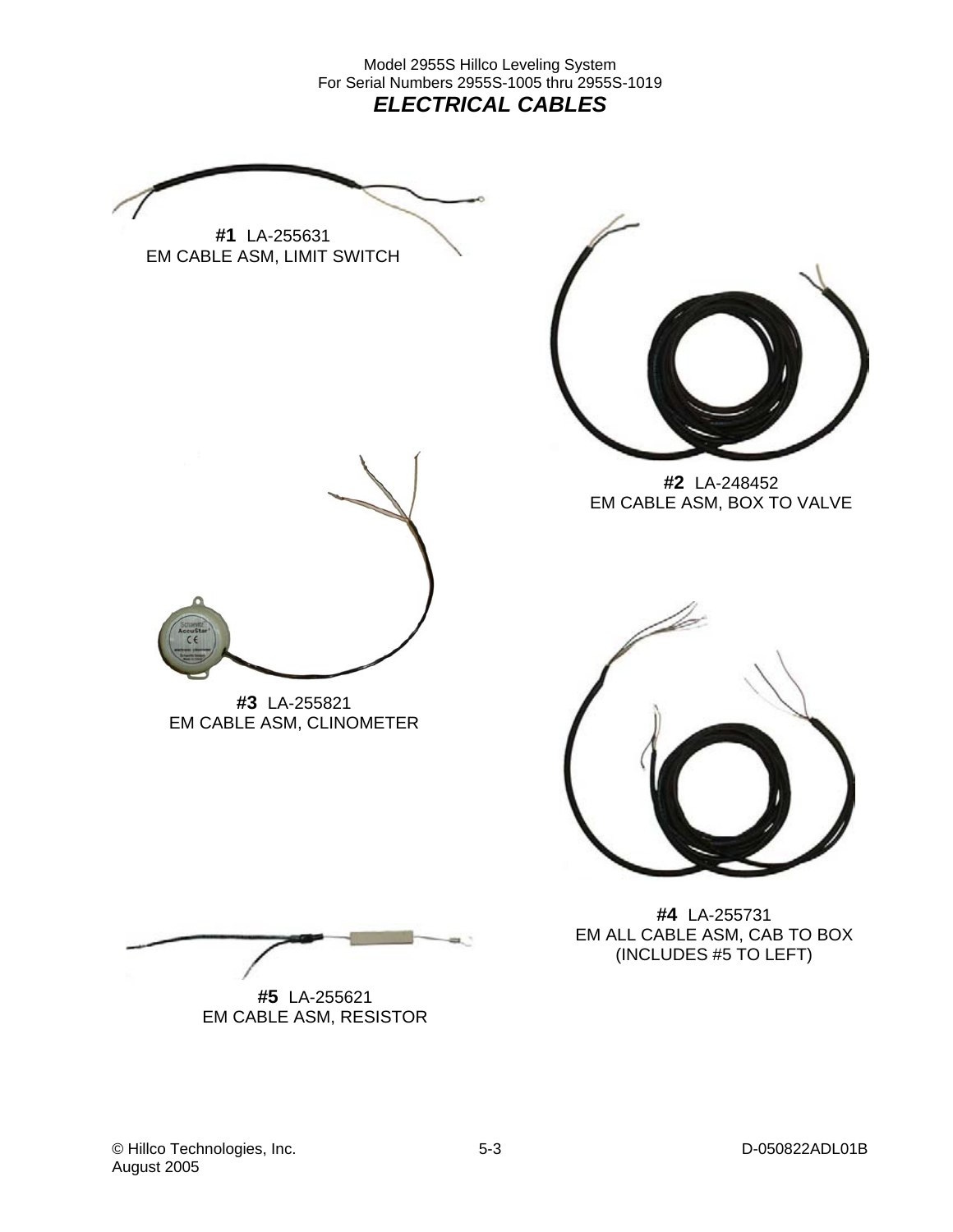Model 2955S Hillco Leveling System
For Serial Numbers 2955S-1005 thru 2955S-1019

## *ELECTRICAL CABLES*

**#1** LA-255631
EM CABLE ASM, LIMIT SWITCH

**#2** LA-248452
EM CABLE ASM, BOX TO VALVE

**#3** LA-255821
EM CABLE ASM, CLINOMETER

**#4** LA-255731
EM ALL CABLE ASM, CAB TO BOX
(INCLUDES #5 TO LEFT)

**#5** LA-255621
EM CABLE ASM, RESISTOR

© Hillco Technologies, Inc.
August 2005

D-050822ADL01B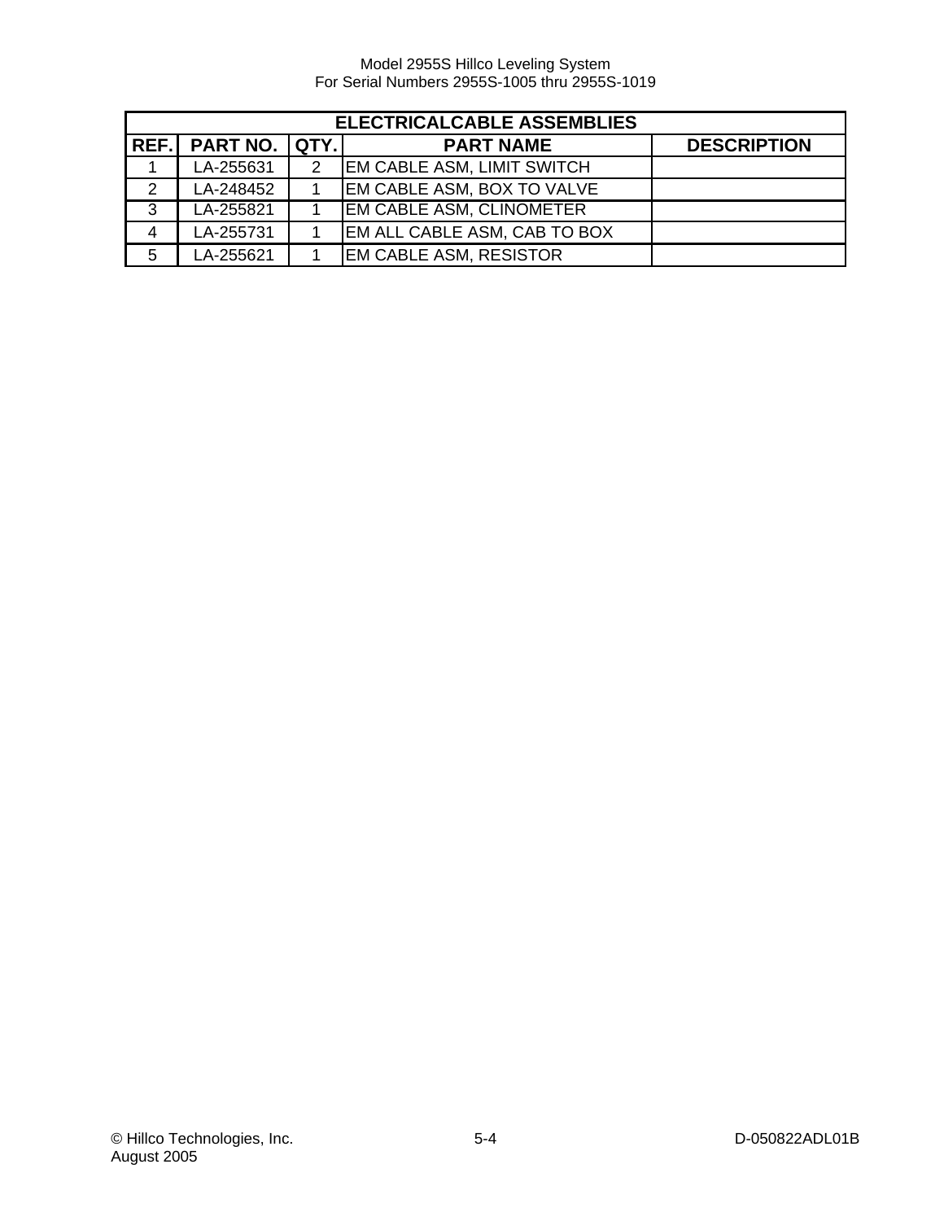| ELECTRICALCABLE ASSEMBLIES | | | | |
|---|---|---|---|---|
| REF. | PART NO. | QTY. | PART NAME | DESCRIPTION |
| 1 | LA-255631 | 2 | EM CABLE ASM, LIMIT SWITCH | |
| 2 | LA-248452 | 1 | EM CABLE ASM, BOX TO VALVE | |
| 3 | LA-255821 | 1 | EM CABLE ASM, CLINOMETER | |
| 4 | LA-255731 | 1 | EM ALL CABLE ASM, CAB TO BOX | |
| 5 | LA-255621 | 1 | EM CABLE ASM, RESISTOR | |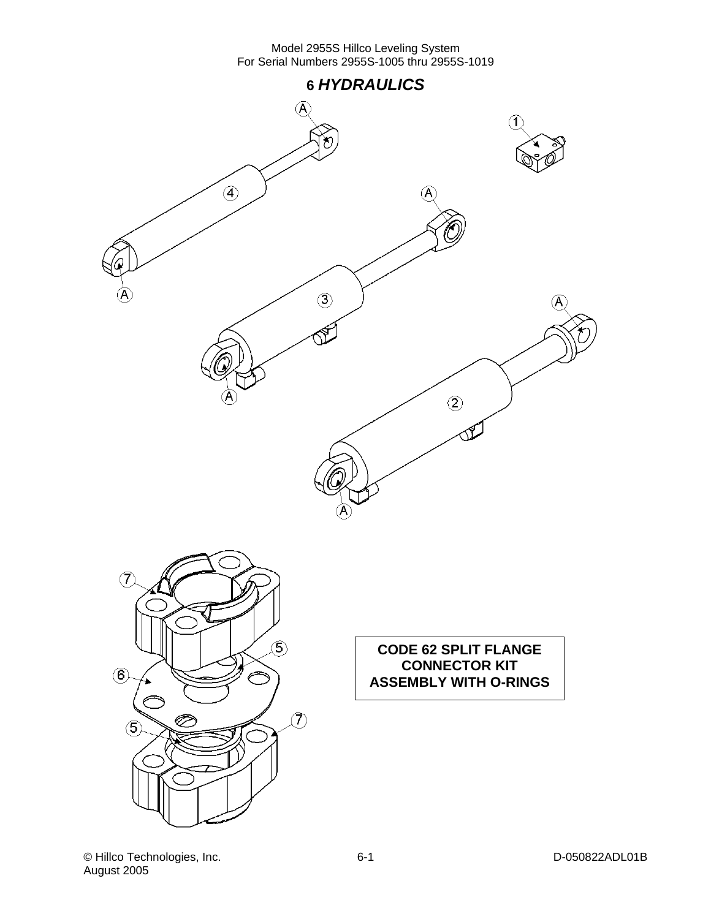# 6 *HYDRAULICS*

**CODE 62 SPLIT FLANGE CONNECTOR KIT ASSEMBLY WITH O-RINGS**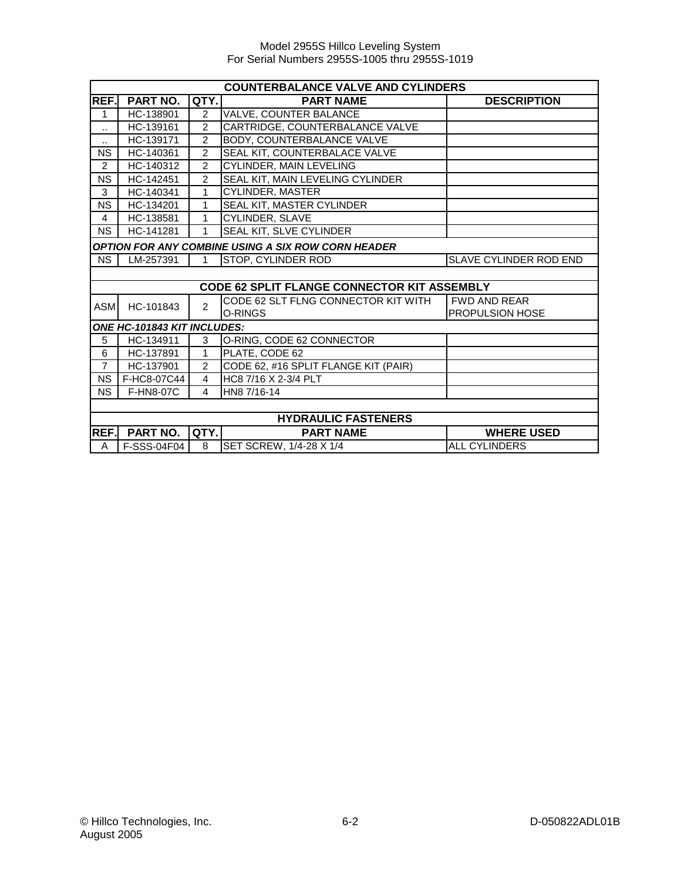| COUNTERBALANCE VALVE AND CYLINDERS | | | | |
|---|---|---|---|---|
| **REF.** | **PART NO.** | **QTY.** | **PART NAME** | **DESCRIPTION** |
| 1 | HC-138901 | 2 | VALVE, COUNTER BALANCE | |
| .. | HC-139161 | 2 | CARTRIDGE, COUNTERBALANCE VALVE | |
| .. | HC-139171 | 2 | BODY, COUNTERBALANCE VALVE | |
| NS | HC-140361 | 2 | SEAL KIT, COUNTERBALACE VALVE | |
| 2 | HC-140312 | 2 | CYLINDER, MAIN LEVELING | |
| NS | HC-142451 | 2 | SEAL KIT, MAIN LEVELING CYLINDER | |
| 3 | HC-140341 | 1 | CYLINDER, MASTER | |
| NS | HC-134201 | 1 | SEAL KIT, MASTER CYLINDER | |
| 4 | HC-138581 | 1 | CYLINDER, SLAVE | |
| NS | HC-141281 | 1 | SEAL KIT, SLVE CYLINDER | |
| ***OPTION FOR ANY COMBINE USING A SIX ROW CORN HEADER*** | | | | |
| NS | LM-257391 | 1 | STOP, CYLINDER ROD | SLAVE CYLINDER ROD END |
| | | | | |
| **CODE 62 SPLIT FLANGE CONNECTOR KIT ASSEMBLY** | | | | |
| ASM | HC-101843 | 2 | CODE 62 SLT FLNG CONNECTOR KIT WITH O-RINGS | FWD AND REAR PROPULSION HOSE |
| ***ONE HC-101843 KIT INCLUDES:*** | | | | |
| 5 | HC-134911 | 3 | O-RING, CODE 62 CONNECTOR | |
| 6 | HC-137891 | 1 | PLATE, CODE 62 | |
| 7 | HC-137901 | 2 | CODE 62, #16 SPLIT FLANGE KIT (PAIR) | |
| NS | F-HC8-07C44 | 4 | HC8 7/16 X 2-3/4 PLT | |
| NS | F-HN8-07C | 4 | HN8 7/16-14 | |
| | | | | |
| **HYDRAULIC FASTENERS** | | | | |
| **REF.** | **PART NO.** | **QTY.** | **PART NAME** | **WHERE USED** |
| A | F-SSS-04F04 | 8 | SET SCREW, 1/4-28 X 1/4 | ALL CYLINDERS |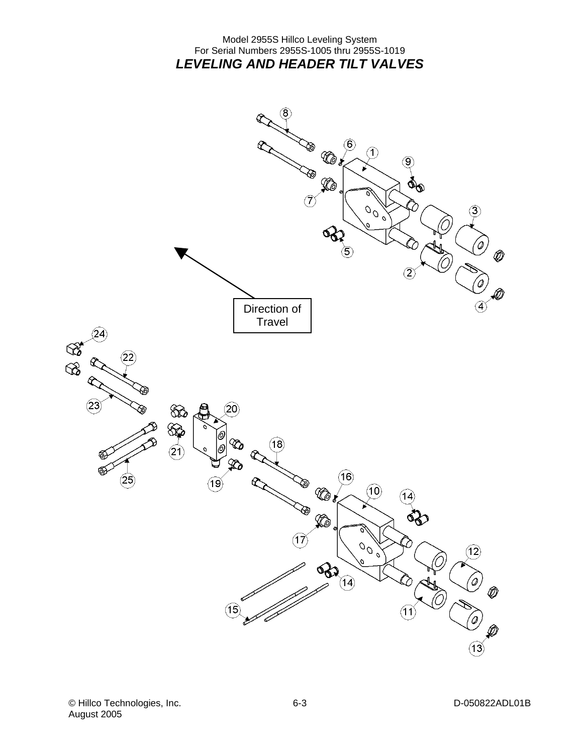Model 2955S Hillco Leveling System
For Serial Numbers 2955S-1005 thru 2955S-1019

# *LEVELING AND HEADER TILT VALVES*

Direction of Travel

8
6
1
9
7
3
5
2
4
24
22
23
20
21
18
25
19
16
10
14
17
12
14
15
11
13

© Hillco Technologies, Inc.
August 2005

D-050822ADL01B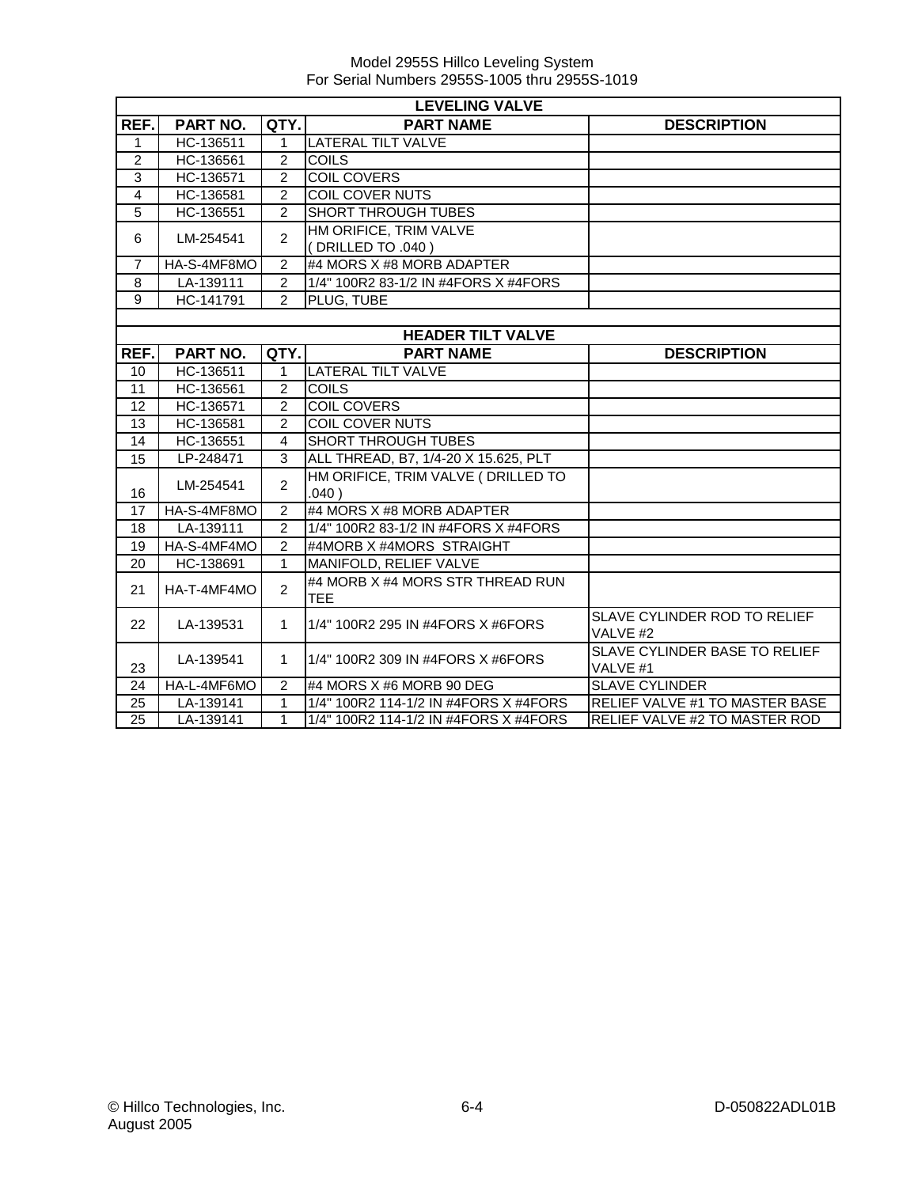Model 2955S Hillco Leveling System
For Serial Numbers 2955S-1005 thru 2955S-1019

| LEVELING VALVE | | | | |
|---|---|---|---|---|
| REF. | PART NO. | QTY. | PART NAME | DESCRIPTION |
| 1 | HC-136511 | 1 | LATERAL TILT VALVE | |
| 2 | HC-136561 | 2 | COILS | |
| 3 | HC-136571 | 2 | COIL COVERS | |
| 4 | HC-136581 | 2 | COIL COVER NUTS | |
| 5 | HC-136551 | 2 | SHORT THROUGH TUBES | |
| 6 | LM-254541 | 2 | HM ORIFICE, TRIM VALVE ( DRILLED TO .040 ) | |
| 7 | HA-S-4MF8MO | 2 | #4 MORS X #8 MORB ADAPTER | |
| 8 | LA-139111 | 2 | 1/4" 100R2 83-1/2 IN #4FORS X #4FORS | |
| 9 | HC-141791 | 2 | PLUG, TUBE | |

| HEADER TILT VALVE | | | | |
|---|---|---|---|---|
| REF. | PART NO. | QTY. | PART NAME | DESCRIPTION |
| 10 | HC-136511 | 1 | LATERAL TILT VALVE | |
| 11 | HC-136561 | 2 | COILS | |
| 12 | HC-136571 | 2 | COIL COVERS | |
| 13 | HC-136581 | 2 | COIL COVER NUTS | |
| 14 | HC-136551 | 4 | SHORT THROUGH TUBES | |
| 15 | LP-248471 | 3 | ALL THREAD, B7, 1/4-20 X 15.625, PLT | |
| 16 | LM-254541 | 2 | HM ORIFICE, TRIM VALVE ( DRILLED TO .040 ) | |
| 17 | HA-S-4MF8MO | 2 | #4 MORS X #8 MORB ADAPTER | |
| 18 | LA-139111 | 2 | 1/4" 100R2 83-1/2 IN #4FORS X #4FORS | |
| 19 | HA-S-4MF4MO | 2 | #4MORB X #4MORS STRAIGHT | |
| 20 | HC-138691 | 1 | MANIFOLD, RELIEF VALVE | |
| 21 | HA-T-4MF4MO | 2 | #4 MORB X #4 MORS STR THREAD RUN TEE | |
| 22 | LA-139531 | 1 | 1/4" 100R2 295 IN #4FORS X #6FORS | SLAVE CYLINDER ROD TO RELIEF VALVE #2 |
| 23 | LA-139541 | 1 | 1/4" 100R2 309 IN #4FORS X #6FORS | SLAVE CYLINDER BASE TO RELIEF VALVE #1 |
| 24 | HA-L-4MF6MO | 2 | #4 MORS X #6 MORB 90 DEG | SLAVE CYLINDER |
| 25 | LA-139141 | 1 | 1/4" 100R2 114-1/2 IN #4FORS X #4FORS | RELIEF VALVE #1 TO MASTER BASE |
| 25 | LA-139141 | 1 | 1/4" 100R2 114-1/2 IN #4FORS X #4FORS | RELIEF VALVE #2 TO MASTER ROD |

© Hillco Technologies, Inc.
August 2005

D-050822ADL01B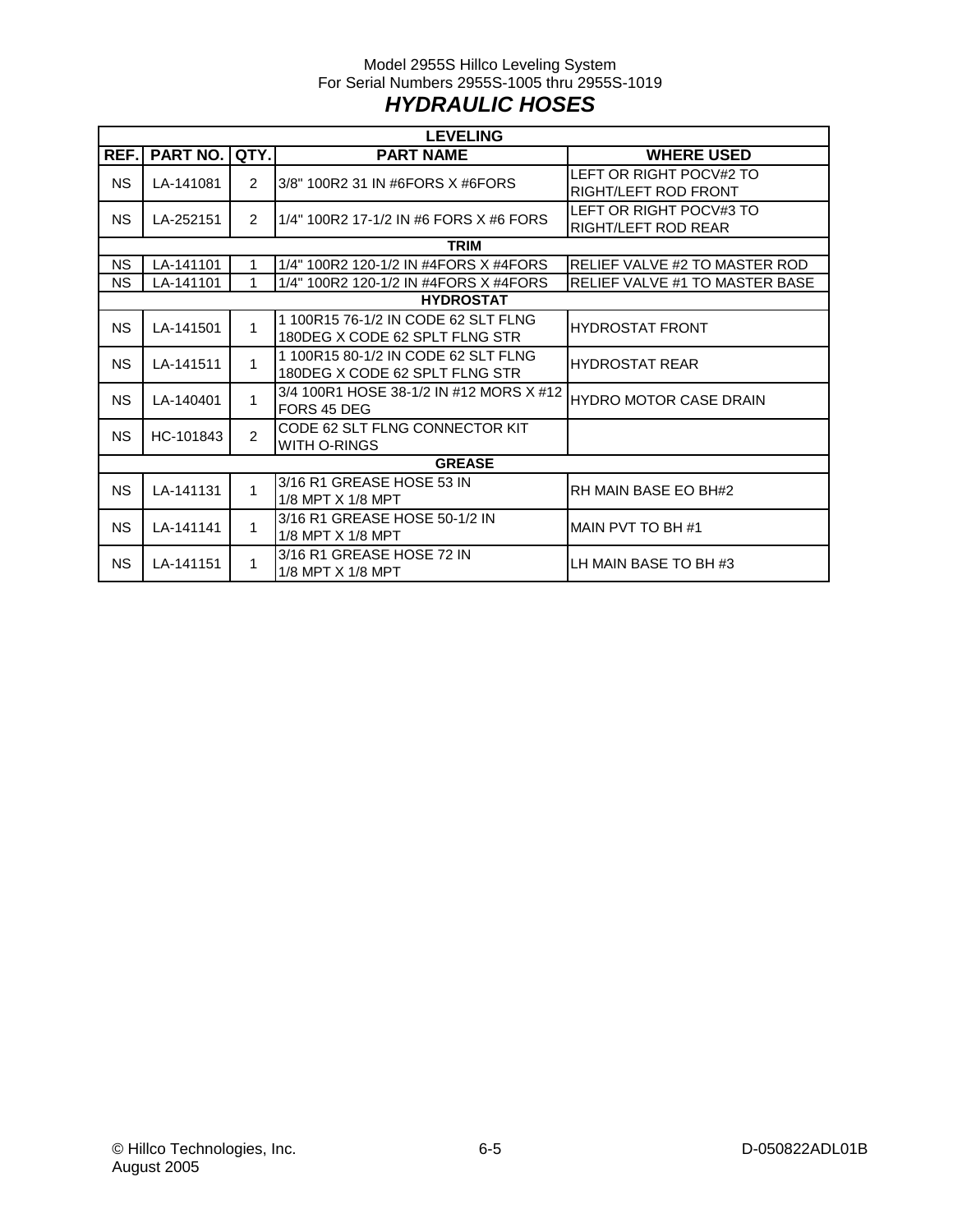Model 2955S Hillco Leveling System
For Serial Numbers 2955S-1005 thru 2955S-1019

# *HYDRAULIC HOSES*

| LEVELING | | | | |
|---|---|---|---|---|
| **REF.** | **PART NO.** | **QTY.** | **PART NAME** | **WHERE USED** |
| NS | LA-141081 | 2 | 3/8" 100R2 31 IN #6FORS X #6FORS | LEFT OR RIGHT POCV#2 TO RIGHT/LEFT ROD FRONT |
| NS | LA-252151 | 2 | 1/4" 100R2 17-1/2 IN #6 FORS X #6 FORS | LEFT OR RIGHT POCV#3 TO RIGHT/LEFT ROD REAR |
| **TRIM** | | | | |
| NS | LA-141101 | 1 | 1/4" 100R2 120-1/2 IN #4FORS X #4FORS | RELIEF VALVE #2 TO MASTER ROD |
| NS | LA-141101 | 1 | 1/4" 100R2 120-1/2 IN #4FORS X #4FORS | RELIEF VALVE #1 TO MASTER BASE |
| **HYDROSTAT** | | | | |
| NS | LA-141501 | 1 | 1 100R15 76-1/2 IN CODE 62 SLT FLNG 180DEG X CODE 62 SPLT FLNG STR | HYDROSTAT FRONT |
| NS | LA-141511 | 1 | 1 100R15 80-1/2 IN CODE 62 SLT FLNG 180DEG X CODE 62 SPLT FLNG STR | HYDROSTAT REAR |
| NS | LA-140401 | 1 | 3/4 100R1 HOSE 38-1/2 IN #12 MORS X #12 FORS 45 DEG | HYDRO MOTOR CASE DRAIN |
| NS | HC-101843 | 2 | CODE 62 SLT FLNG CONNECTOR KIT WITH O-RINGS | |
| **GREASE** | | | | |
| NS | LA-141131 | 1 | 3/16 R1 GREASE HOSE 53 IN 1/8 MPT X 1/8 MPT | RH MAIN BASE EO BH#2 |
| NS | LA-141141 | 1 | 3/16 R1 GREASE HOSE 50-1/2 IN 1/8 MPT X 1/8 MPT | MAIN PVT TO BH #1 |
| NS | LA-141151 | 1 | 3/16 R1 GREASE HOSE 72 IN 1/8 MPT X 1/8 MPT | LH MAIN BASE TO BH #3 |

© Hillco Technologies, Inc.
August 2005

D-050822ADL01B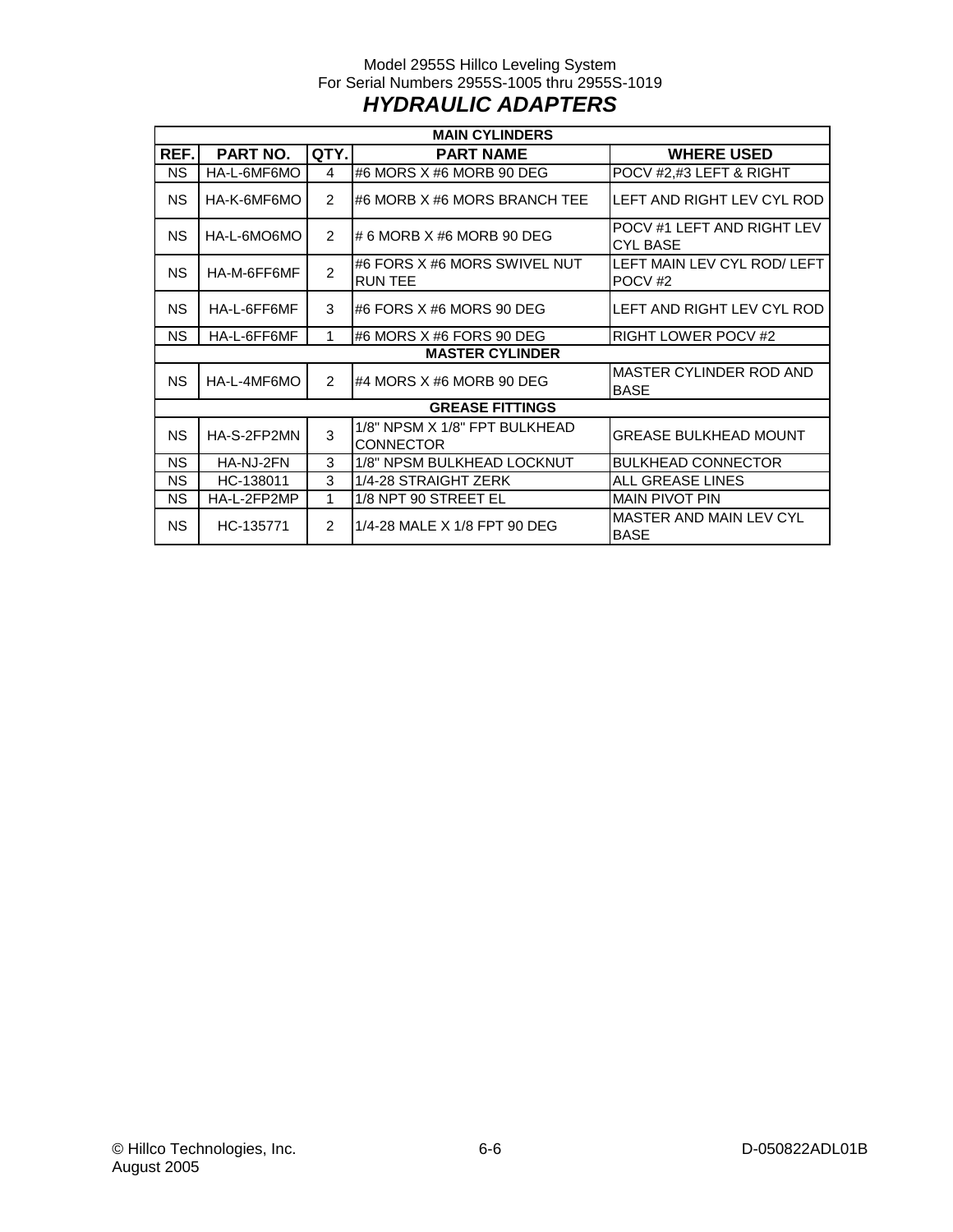Model 2955S Hillco Leveling System
For Serial Numbers 2955S-1005 thru 2955S-1019

# *HYDRAULIC ADAPTERS*

| REF. | PART NO. | QTY. | PART NAME | WHERE USED |
|---|---|---|---|---|
| **MAIN CYLINDERS** | | | | |
| NS | HA-L-6MF6MO | 4 | #6 MORS X #6 MORB 90 DEG | POCV #2,#3 LEFT & RIGHT |
| NS | HA-K-6MF6MO | 2 | #6 MORB X #6 MORS BRANCH TEE | LEFT AND RIGHT LEV CYL ROD |
| NS | HA-L-6MO6MO | 2 | # 6 MORB X #6 MORB 90 DEG | POCV #1 LEFT AND RIGHT LEV CYL BASE |
| NS | HA-M-6FF6MF | 2 | #6 FORS X #6 MORS SWIVEL NUT RUN TEE | LEFT MAIN LEV CYL ROD/ LEFT POCV #2 |
| NS | HA-L-6FF6MF | 3 | #6 FORS X #6 MORS 90 DEG | LEFT AND RIGHT LEV CYL ROD |
| NS | HA-L-6FF6MF | 1 | #6 MORS X #6 FORS 90 DEG | RIGHT LOWER POCV #2 |
| **MASTER CYLINDER** | | | | |
| NS | HA-L-4MF6MO | 2 | #4 MORS X #6 MORB 90 DEG | MASTER CYLINDER ROD AND BASE |
| **GREASE FITTINGS** | | | | |
| NS | HA-S-2FP2MN | 3 | 1/8" NPSM X 1/8" FPT BULKHEAD CONNECTOR | GREASE BULKHEAD MOUNT |
| NS | HA-NJ-2FN | 3 | 1/8" NPSM BULKHEAD LOCKNUT | BULKHEAD CONNECTOR |
| NS | HC-138011 | 3 | 1/4-28 STRAIGHT ZERK | ALL GREASE LINES |
| NS | HA-L-2FP2MP | 1 | 1/8 NPT 90 STREET EL | MAIN PIVOT PIN |
| NS | HC-135771 | 2 | 1/4-28 MALE X 1/8 FPT 90 DEG | MASTER AND MAIN LEV CYL BASE |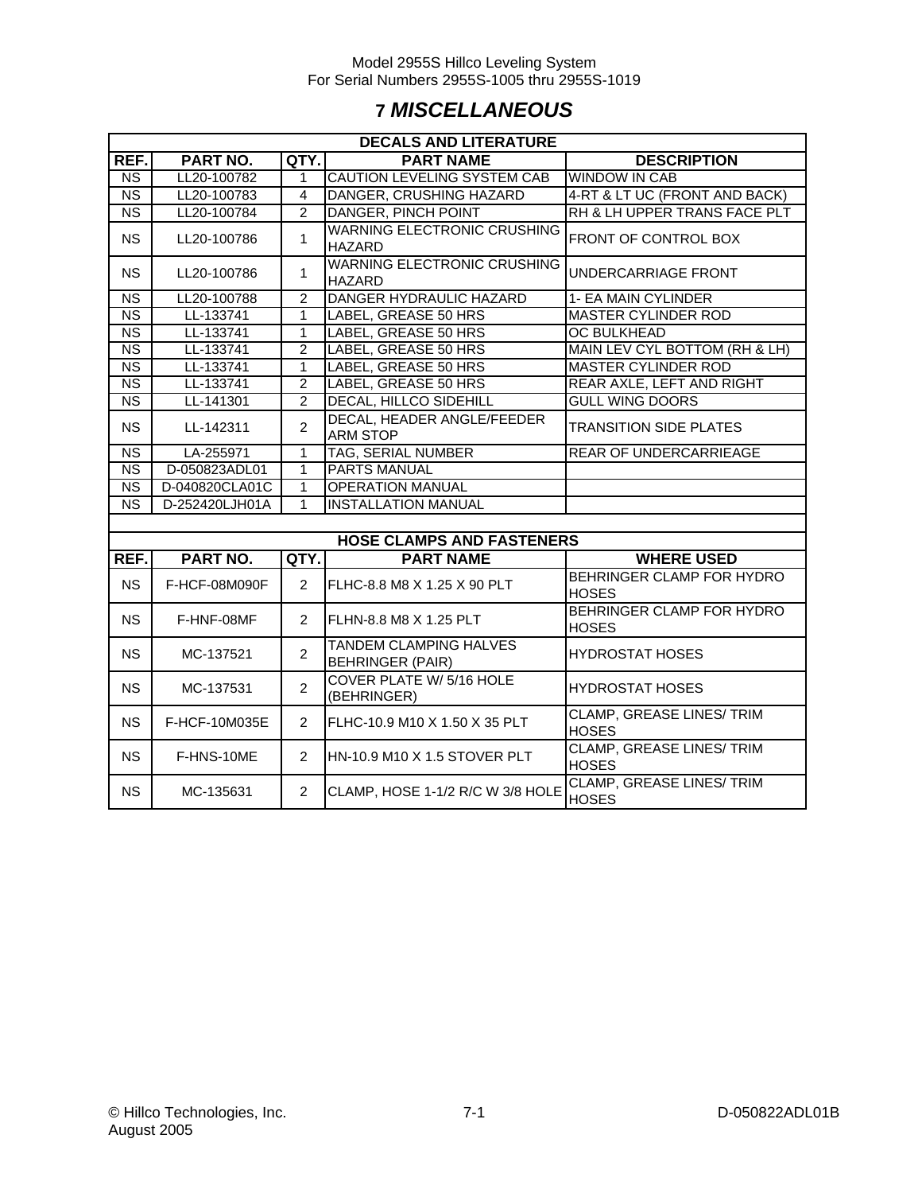# 7 MISCELLANEOUS

| DECALS AND LITERATURE | | | | |
|---|---|---|---|---|
| **REF.** | **PART NO.** | **QTY.** | **PART NAME** | **DESCRIPTION** |
| NS | LL20-100782 | 1 | CAUTION LEVELING SYSTEM CAB | WINDOW IN CAB |
| NS | LL20-100783 | 4 | DANGER, CRUSHING HAZARD | 4-RT & LT UC (FRONT AND BACK) |
| NS | LL20-100784 | 2 | DANGER, PINCH POINT | RH & LH UPPER TRANS FACE PLT |
| NS | LL20-100786 | 1 | WARNING ELECTRONIC CRUSHING HAZARD | FRONT OF CONTROL BOX |
| NS | LL20-100786 | 1 | WARNING ELECTRONIC CRUSHING HAZARD | UNDERCARRIAGE FRONT |
| NS | LL20-100788 | 2 | DANGER HYDRAULIC HAZARD | 1- EA MAIN CYLINDER |
| NS | LL-133741 | 1 | LABEL, GREASE 50 HRS | MASTER CYLINDER ROD |
| NS | LL-133741 | 1 | LABEL, GREASE 50 HRS | OC BULKHEAD |
| NS | LL-133741 | 2 | LABEL, GREASE 50 HRS | MAIN LEV CYL BOTTOM (RH & LH) |
| NS | LL-133741 | 1 | LABEL, GREASE 50 HRS | MASTER CYLINDER ROD |
| NS | LL-133741 | 2 | LABEL, GREASE 50 HRS | REAR AXLE, LEFT AND RIGHT |
| NS | LL-141301 | 2 | DECAL, HILLCO SIDEHILL | GULL WING DOORS |
| NS | LL-142311 | 2 | DECAL, HEADER ANGLE/FEEDER ARM STOP | TRANSITION SIDE PLATES |
| NS | LA-255971 | 1 | TAG, SERIAL NUMBER | REAR OF UNDERCARRIEAGE |
| NS | D-050823ADL01 | 1 | PARTS MANUAL | |
| NS | D-040820CLA01C | 1 | OPERATION MANUAL | |
| NS | D-252420LJH01A | 1 | INSTALLATION MANUAL | |

| HOSE CLAMPS AND FASTENERS | | | | |
|---|---|---|---|---|
| **REF.** | **PART NO.** | **QTY.** | **PART NAME** | **WHERE USED** |
| NS | F-HCF-08M090F | 2 | FLHC-8.8 M8 X 1.25 X 90 PLT | BEHRINGER CLAMP FOR HYDRO HOSES |
| NS | F-HNF-08MF | 2 | FLHN-8.8 M8 X 1.25 PLT | BEHRINGER CLAMP FOR HYDRO HOSES |
| NS | MC-137521 | 2 | TANDEM CLAMPING HALVES BEHRINGER (PAIR) | HYDROSTAT HOSES |
| NS | MC-137531 | 2 | COVER PLATE W/ 5/16 HOLE (BEHRINGER) | HYDROSTAT HOSES |
| NS | F-HCF-10M035E | 2 | FLHC-10.9 M10 X 1.50 X 35 PLT | CLAMP, GREASE LINES/ TRIM HOSES |
| NS | F-HNS-10ME | 2 | HN-10.9 M10 X 1.5 STOVER PLT | CLAMP, GREASE LINES/ TRIM HOSES |
| NS | MC-135631 | 2 | CLAMP, HOSE 1-1/2 R/C W 3/8 HOLE | CLAMP, GREASE LINES/ TRIM HOSES |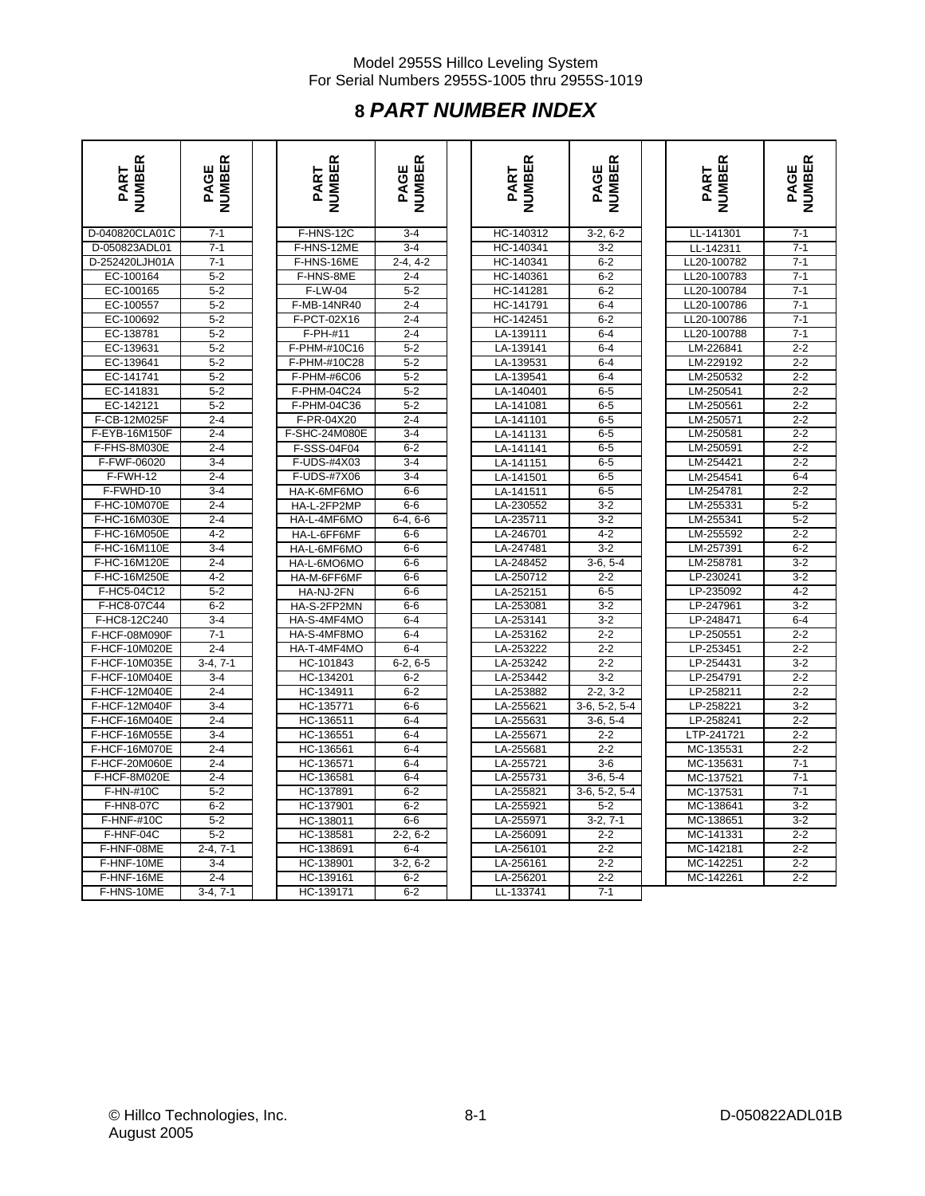# 8 PART NUMBER INDEX

| PART NUMBER | PAGE NUMBER | PART NUMBER | PAGE NUMBER | PART NUMBER | PAGE NUMBER | PART NUMBER | PAGE NUMBER |
|---|---|---|---|---|---|---|---|
| D-040820CLA01C | 7-1 | F-HNS-12C | 3-4 | HC-140312 | 3-2, 6-2 | LL-141301 | 7-1 |
| D-050823ADL01 | 7-1 | F-HNS-12ME | 3-4 | HC-140341 | 3-2 | LL-142311 | 7-1 |
| D-252420LJH01A | 7-1 | F-HNS-16ME | 2-4, 4-2 | HC-140341 | 6-2 | LL20-100782 | 7-1 |
| EC-100164 | 5-2 | F-HNS-8ME | 2-4 | HC-140361 | 6-2 | LL20-100783 | 7-1 |
| EC-100165 | 5-2 | F-LW-04 | 5-2 | HC-141281 | 6-2 | LL20-100784 | 7-1 |
| EC-100557 | 5-2 | F-MB-14NR40 | 2-4 | HC-141791 | 6-4 | LL20-100786 | 7-1 |
| EC-100692 | 5-2 | F-PCT-02X16 | 2-4 | HC-142451 | 6-2 | LL20-100786 | 7-1 |
| EC-138781 | 5-2 | F-PH-#11 | 2-4 | LA-139111 | 6-4 | LL20-100788 | 7-1 |
| EC-139631 | 5-2 | F-PHM-#10C16 | 5-2 | LA-139141 | 6-4 | LM-226841 | 2-2 |
| EC-139641 | 5-2 | F-PHM-#10C28 | 5-2 | LA-139531 | 6-4 | LM-229192 | 2-2 |
| EC-141741 | 5-2 | F-PHM-#6C06 | 5-2 | LA-139541 | 6-4 | LM-250532 | 2-2 |
| EC-141831 | 5-2 | F-PHM-04C24 | 5-2 | LA-140401 | 6-5 | LM-250541 | 2-2 |
| EC-142121 | 5-2 | F-PHM-04C36 | 5-2 | LA-141081 | 6-5 | LM-250561 | 2-2 |
| F-CB-12M025F | 2-4 | F-PR-04X20 | 2-4 | LA-141101 | 6-5 | LM-250571 | 2-2 |
| F-EYB-16M150F | 2-4 | F-SHC-24M080E | 3-4 | LA-141131 | 6-5 | LM-250581 | 2-2 |
| F-FHS-8M030E | 2-4 | F-SSS-04F04 | 6-2 | LA-141141 | 6-5 | LM-250591 | 2-2 |
| F-FWF-06020 | 3-4 | F-UDS-#4X03 | 3-4 | LA-141151 | 6-5 | LM-254421 | 2-2 |
| F-FWH-12 | 2-4 | F-UDS-#7X06 | 3-4 | LA-141501 | 6-5 | LM-254541 | 6-4 |
| F-FWHD-10 | 3-4 | HA-K-6MF6MO | 6-6 | LA-141511 | 6-5 | LM-254781 | 2-2 |
| F-HC-10M070E | 2-4 | HA-L-2FP2MP | 6-6 | LA-230552 | 3-2 | LM-255331 | 5-2 |
| F-HC-16M030E | 2-4 | HA-L-4MF6MO | 6-4, 6-6 | LA-235711 | 3-2 | LM-255341 | 5-2 |
| F-HC-16M050E | 4-2 | HA-L-6FF6MF | 6-6 | LA-246701 | 4-2 | LM-255592 | 2-2 |
| F-HC-16M110E | 3-4 | HA-L-6MF6MO | 6-6 | LA-247481 | 3-2 | LM-257391 | 6-2 |
| F-HC-16M120E | 2-4 | HA-L-6MO6MO | 6-6 | LA-248452 | 3-6, 5-4 | LM-258781 | 3-2 |
| F-HC-16M250E | 4-2 | HA-M-6FF6MF | 6-6 | LA-250712 | 2-2 | LP-230241 | 3-2 |
| F-HC5-04C12 | 5-2 | HA-NJ-2FN | 6-6 | LA-252151 | 6-5 | LP-235092 | 4-2 |
| F-HC8-07C44 | 6-2 | HA-S-2FP2MN | 6-6 | LA-253081 | 3-2 | LP-247961 | 3-2 |
| F-HC8-12C240 | 3-4 | HA-S-4MF4MO | 6-4 | LA-253141 | 3-2 | LP-248471 | 6-4 |
| F-HCF-08M090F | 7-1 | HA-S-4MF8MO | 6-4 | LA-253162 | 2-2 | LP-250551 | 2-2 |
| F-HCF-10M020E | 2-4 | HA-T-4MF4MO | 6-4 | LA-253222 | 2-2 | LP-253451 | 2-2 |
| F-HCF-10M035E | 3-4, 7-1 | HC-101843 | 6-2, 6-5 | LA-253242 | 2-2 | LP-254431 | 3-2 |
| F-HCF-10M040E | 3-4 | HC-134201 | 6-2 | LA-253442 | 3-2 | LP-254791 | 2-2 |
| F-HCF-12M040E | 2-4 | HC-134911 | 6-2 | LA-253882 | 2-2, 3-2 | LP-258211 | 2-2 |
| F-HCF-12M040F | 3-4 | HC-135771 | 6-6 | LA-255621 | 3-6, 5-2, 5-4 | LP-258221 | 3-2 |
| F-HCF-16M040E | 2-4 | HC-136511 | 6-4 | LA-255631 | 3-6, 5-4 | LP-258241 | 2-2 |
| F-HCF-16M055E | 3-4 | HC-136551 | 6-4 | LA-255671 | 2-2 | LTP-241721 | 2-2 |
| F-HCF-16M070E | 2-4 | HC-136561 | 6-4 | LA-255681 | 2-2 | MC-135531 | 2-2 |
| F-HCF-20M060E | 2-4 | HC-136571 | 6-4 | LA-255721 | 3-6 | MC-135631 | 7-1 |
| F-HCF-8M020E | 2-4 | HC-136581 | 6-4 | LA-255731 | 3-6, 5-4 | MC-137521 | 7-1 |
| F-HN-#10C | 5-2 | HC-137891 | 6-2 | LA-255821 | 3-6, 5-2, 5-4 | MC-137531 | 7-1 |
| F-HN8-07C | 6-2 | HC-137901 | 6-2 | LA-255921 | 5-2 | MC-138641 | 3-2 |
| F-HNF-#10C | 5-2 | HC-138011 | 6-6 | LA-255971 | 3-2, 7-1 | MC-138651 | 3-2 |
| F-HNF-04C | 5-2 | HC-138581 | 2-2, 6-2 | LA-256091 | 2-2 | MC-141331 | 2-2 |
| F-HNF-08ME | 2-4, 7-1 | HC-138691 | 6-4 | LA-256101 | 2-2 | MC-142181 | 2-2 |
| F-HNF-10ME | 3-4 | HC-138901 | 3-2, 6-2 | LA-256161 | 2-2 | MC-142251 | 2-2 |
| F-HNF-16ME | 2-4 | HC-139161 | 6-2 | LA-256201 | 2-2 | MC-142261 | 2-2 |
| F-HNS-10ME | 3-4, 7-1 | HC-139171 | 6-2 | LL-133741 | 7-1 | | |